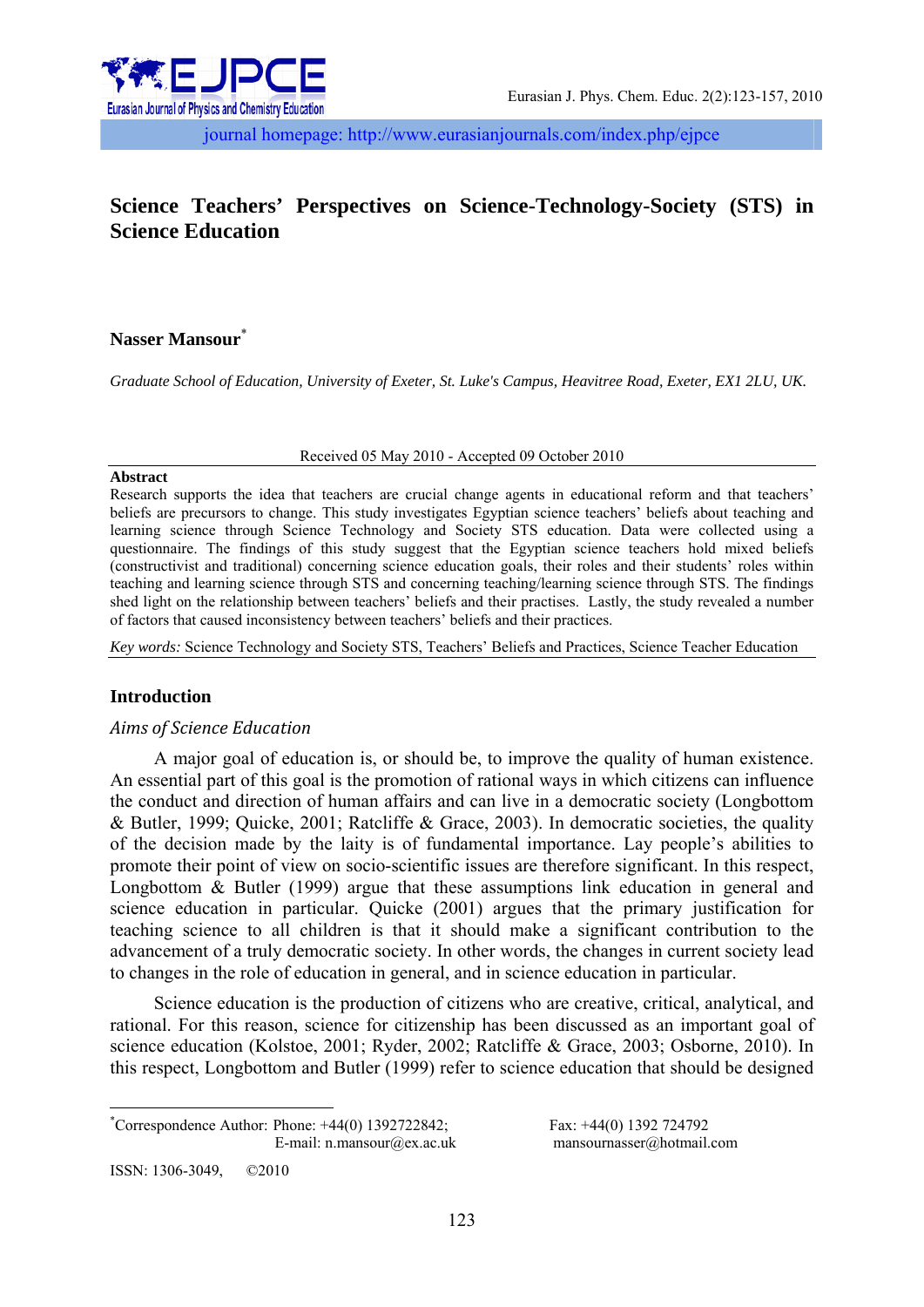journal homepage: http://www.eurasianjournals.com/index.php/ejpce

# Science Teachers' Perspectives on Science-Technology-Society (STS) in Science Education

**Nasser Mansour**[*]

*Graduate School of Education, University of Exeter, St. Luke's Campus, Heavitree Road, Exeter, EX1 2LU, UK.*

Received 05 May 2010 - Accepted 09 October 2010

**Abstract**

Research supports the idea that teachers are crucial change agents in educational reform and that teachers' beliefs are precursors to change. This study investigates Egyptian science teachers' beliefs about teaching and learning science through Science Technology and Society STS education. Data were collected using a questionnaire. The findings of this study suggest that the Egyptian science teachers hold mixed beliefs (constructivist and traditional) concerning science education goals, their roles and their students' roles within teaching and learning science through STS and concerning teaching/learning science through STS. The findings shed light on the relationship between teachers' beliefs and their practises. Lastly, the study revealed a number of factors that caused inconsistency between teachers' beliefs and their practices.

*Key words:* Science Technology and Society STS, Teachers' Beliefs and Practices, Science Teacher Education

## Introduction

### *Aims of Science Education*

A major goal of education is, or should be, to improve the quality of human existence. An essential part of this goal is the promotion of rational ways in which citizens can influence the conduct and direction of human affairs and can live in a democratic society (Longbottom & Butler, 1999; Quicke, 2001; Ratcliffe & Grace, 2003). In democratic societies, the quality of the decision made by the laity is of fundamental importance. Lay people's abilities to promote their point of view on socio-scientific issues are therefore significant. In this respect, Longbottom & Butler (1999) argue that these assumptions link education in general and science education in particular. Quicke (2001) argues that the primary justification for teaching science to all children is that it should make a significant contribution to the advancement of a truly democratic society. In other words, the changes in current society lead to changes in the role of education in general, and in science education in particular.

Science education is the production of citizens who are creative, critical, analytical, and rational. For this reason, science for citizenship has been discussed as an important goal of science education (Kolstoe, 2001; Ryder, 2002; Ratcliffe & Grace, 2003; Osborne, 2010). In this respect, Longbottom and Butler (1999) refer to science education that should be designed

---

[*]Correspondence Author: Phone: +44(0) 1392722842; Fax: +44(0) 1392 724792
E-mail: n.mansour@ex.ac.uk mansournasser@hotmail.com

ISSN: 1306-3049, ©2010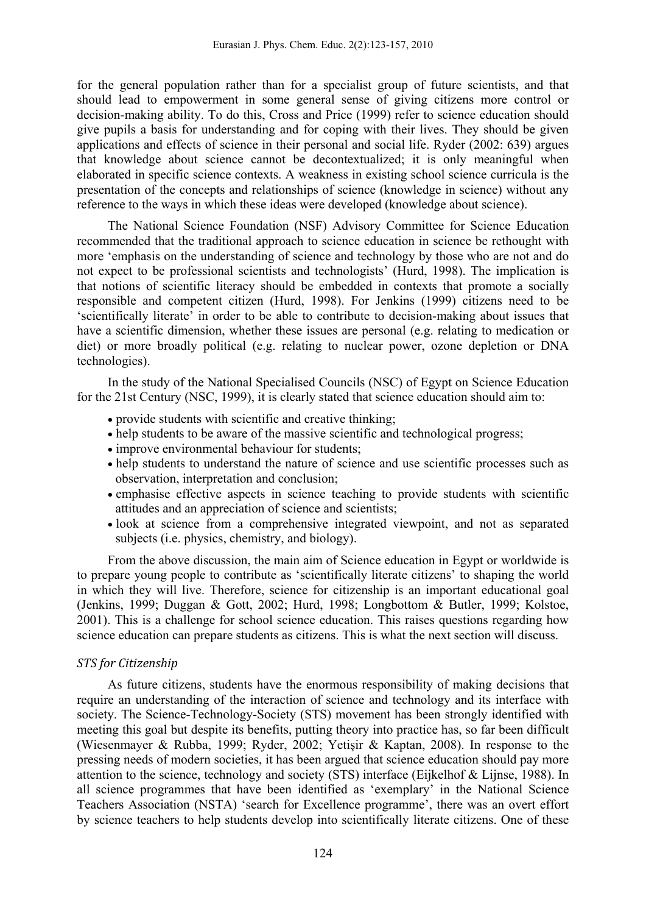for the general population rather than for a specialist group of future scientists, and that should lead to empowerment in some general sense of giving citizens more control or decision-making ability. To do this, Cross and Price (1999) refer to science education should give pupils a basis for understanding and for coping with their lives. They should be given applications and effects of science in their personal and social life. Ryder (2002: 639) argues that knowledge about science cannot be decontextualized; it is only meaningful when elaborated in specific science contexts. A weakness in existing school science curricula is the presentation of the concepts and relationships of science (knowledge in science) without any reference to the ways in which these ideas were developed (knowledge about science).

The National Science Foundation (NSF) Advisory Committee for Science Education recommended that the traditional approach to science education in science be rethought with more 'emphasis on the understanding of science and technology by those who are not and do not expect to be professional scientists and technologists' (Hurd, 1998). The implication is that notions of scientific literacy should be embedded in contexts that promote a socially responsible and competent citizen (Hurd, 1998). For Jenkins (1999) citizens need to be 'scientifically literate' in order to be able to contribute to decision-making about issues that have a scientific dimension, whether these issues are personal (e.g. relating to medication or diet) or more broadly political (e.g. relating to nuclear power, ozone depletion or DNA technologies).

In the study of the National Specialised Councils (NSC) of Egypt on Science Education for the 21st Century (NSC, 1999), it is clearly stated that science education should aim to:

- provide students with scientific and creative thinking;
- help students to be aware of the massive scientific and technological progress;
- improve environmental behaviour for students;
- help students to understand the nature of science and use scientific processes such as observation, interpretation and conclusion;
- emphasise effective aspects in science teaching to provide students with scientific attitudes and an appreciation of science and scientists;
- look at science from a comprehensive integrated viewpoint, and not as separated subjects (i.e. physics, chemistry, and biology).

From the above discussion, the main aim of Science education in Egypt or worldwide is to prepare young people to contribute as 'scientifically literate citizens' to shaping the world in which they will live. Therefore, science for citizenship is an important educational goal (Jenkins, 1999; Duggan & Gott, 2002; Hurd, 1998; Longbottom & Butler, 1999; Kolstoe, 2001). This is a challenge for school science education. This raises questions regarding how science education can prepare students as citizens. This is what the next section will discuss.

### *STS for Citizenship*

As future citizens, students have the enormous responsibility of making decisions that require an understanding of the interaction of science and technology and its interface with society. The Science-Technology-Society (STS) movement has been strongly identified with meeting this goal but despite its benefits, putting theory into practice has, so far been difficult (Wiesenmayer & Rubba, 1999; Ryder, 2002; Yetişir & Kaptan, 2008). In response to the pressing needs of modern societies, it has been argued that science education should pay more attention to the science, technology and society (STS) interface (Eijkelhof & Lijnse, 1988). In all science programmes that have been identified as 'exemplary' in the National Science Teachers Association (NSTA) 'search for Excellence programme', there was an overt effort by science teachers to help students develop into scientifically literate citizens. One of these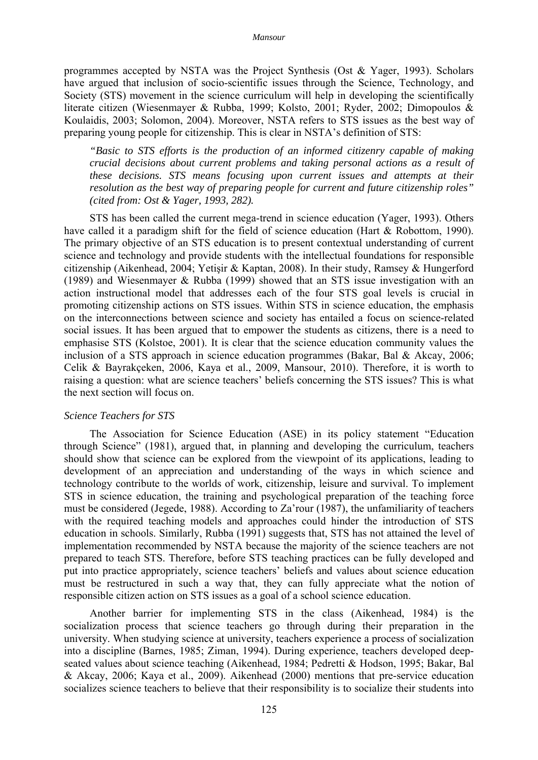programmes accepted by NSTA was the Project Synthesis (Ost & Yager, 1993). Scholars have argued that inclusion of socio-scientific issues through the Science, Technology, and Society (STS) movement in the science curriculum will help in developing the scientifically literate citizen (Wiesenmayer & Rubba, 1999; Kolsto, 2001; Ryder, 2002; Dimopoulos & Koulaidis, 2003; Solomon, 2004). Moreover, NSTA refers to STS issues as the best way of preparing young people for citizenship. This is clear in NSTA's definition of STS:

> *"Basic to STS efforts is the production of an informed citizenry capable of making crucial decisions about current problems and taking personal actions as a result of these decisions. STS means focusing upon current issues and attempts at their resolution as the best way of preparing people for current and future citizenship roles" (cited from: Ost & Yager, 1993, 282).*

STS has been called the current mega-trend in science education (Yager, 1993). Others have called it a paradigm shift for the field of science education (Hart & Robottom, 1990). The primary objective of an STS education is to present contextual understanding of current science and technology and provide students with the intellectual foundations for responsible citizenship (Aikenhead, 2004; Yetişir & Kaptan, 2008). In their study, Ramsey & Hungerford (1989) and Wiesenmayer & Rubba (1999) showed that an STS issue investigation with an action instructional model that addresses each of the four STS goal levels is crucial in promoting citizenship actions on STS issues. Within STS in science education, the emphasis on the interconnections between science and society has entailed a focus on science-related social issues. It has been argued that to empower the students as citizens, there is a need to emphasise STS (Kolstoe, 2001). It is clear that the science education community values the inclusion of a STS approach in science education programmes (Bakar, Bal & Akcay, 2006; Celik & Bayrakçeken, 2006, Kaya et al., 2009, Mansour, 2010). Therefore, it is worth to raising a question: what are science teachers' beliefs concerning the STS issues? This is what the next section will focus on.

### *Science Teachers for STS*

The Association for Science Education (ASE) in its policy statement "Education through Science" (1981), argued that, in planning and developing the curriculum, teachers should show that science can be explored from the viewpoint of its applications, leading to development of an appreciation and understanding of the ways in which science and technology contribute to the worlds of work, citizenship, leisure and survival. To implement STS in science education, the training and psychological preparation of the teaching force must be considered (Jegede, 1988). According to Za'rour (1987), the unfamiliarity of teachers with the required teaching models and approaches could hinder the introduction of STS education in schools. Similarly, Rubba (1991) suggests that, STS has not attained the level of implementation recommended by NSTA because the majority of the science teachers are not prepared to teach STS. Therefore, before STS teaching practices can be fully developed and put into practice appropriately, science teachers' beliefs and values about science education must be restructured in such a way that, they can fully appreciate what the notion of responsible citizen action on STS issues as a goal of a school science education.

Another barrier for implementing STS in the class (Aikenhead, 1984) is the socialization process that science teachers go through during their preparation in the university. When studying science at university, teachers experience a process of socialization into a discipline (Barnes, 1985; Ziman, 1994). During experience, teachers developed deep-seated values about science teaching (Aikenhead, 1984; Pedretti & Hodson, 1995; Bakar, Bal & Akcay, 2006; Kaya et al., 2009). Aikenhead (2000) mentions that pre-service education socializes science teachers to believe that their responsibility is to socialize their students into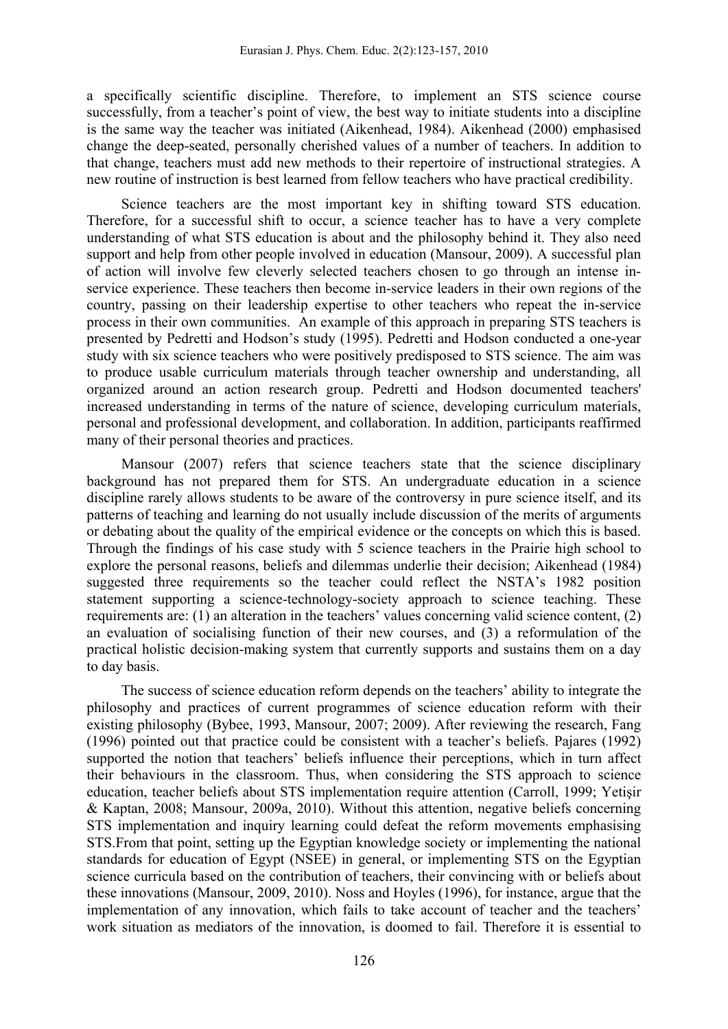a specifically scientific discipline. Therefore, to implement an STS science course successfully, from a teacher's point of view, the best way to initiate students into a discipline is the same way the teacher was initiated (Aikenhead, 1984). Aikenhead (2000) emphasised change the deep-seated, personally cherished values of a number of teachers. In addition to that change, teachers must add new methods to their repertoire of instructional strategies. A new routine of instruction is best learned from fellow teachers who have practical credibility.

Science teachers are the most important key in shifting toward STS education. Therefore, for a successful shift to occur, a science teacher has to have a very complete understanding of what STS education is about and the philosophy behind it. They also need support and help from other people involved in education (Mansour, 2009). A successful plan of action will involve few cleverly selected teachers chosen to go through an intense in-service experience. These teachers then become in-service leaders in their own regions of the country, passing on their leadership expertise to other teachers who repeat the in-service process in their own communities. An example of this approach in preparing STS teachers is presented by Pedretti and Hodson's study (1995). Pedretti and Hodson conducted a one-year study with six science teachers who were positively predisposed to STS science. The aim was to produce usable curriculum materials through teacher ownership and understanding, all organized around an action research group. Pedretti and Hodson documented teachers' increased understanding in terms of the nature of science, developing curriculum materials, personal and professional development, and collaboration. In addition, participants reaffirmed many of their personal theories and practices.

Mansour (2007) refers that science teachers state that the science disciplinary background has not prepared them for STS. An undergraduate education in a science discipline rarely allows students to be aware of the controversy in pure science itself, and its patterns of teaching and learning do not usually include discussion of the merits of arguments or debating about the quality of the empirical evidence or the concepts on which this is based. Through the findings of his case study with 5 science teachers in the Prairie high school to explore the personal reasons, beliefs and dilemmas underlie their decision; Aikenhead (1984) suggested three requirements so the teacher could reflect the NSTA's 1982 position statement supporting a science-technology-society approach to science teaching. These requirements are: (1) an alteration in the teachers' values concerning valid science content, (2) an evaluation of socialising function of their new courses, and (3) a reformulation of the practical holistic decision-making system that currently supports and sustains them on a day to day basis.

The success of science education reform depends on the teachers' ability to integrate the philosophy and practices of current programmes of science education reform with their existing philosophy (Bybee, 1993, Mansour, 2007; 2009). After reviewing the research, Fang (1996) pointed out that practice could be consistent with a teacher's beliefs. Pajares (1992) supported the notion that teachers' beliefs influence their perceptions, which in turn affect their behaviours in the classroom. Thus, when considering the STS approach to science education, teacher beliefs about STS implementation require attention (Carroll, 1999; Yetişir & Kaptan, 2008; Mansour, 2009a, 2010). Without this attention, negative beliefs concerning STS implementation and inquiry learning could defeat the reform movements emphasising STS.From that point, setting up the Egyptian knowledge society or implementing the national standards for education of Egypt (NSEE) in general, or implementing STS on the Egyptian science curricula based on the contribution of teachers, their convincing with or beliefs about these innovations (Mansour, 2009, 2010). Noss and Hoyles (1996), for instance, argue that the implementation of any innovation, which fails to take account of teacher and the teachers' work situation as mediators of the innovation, is doomed to fail. Therefore it is essential to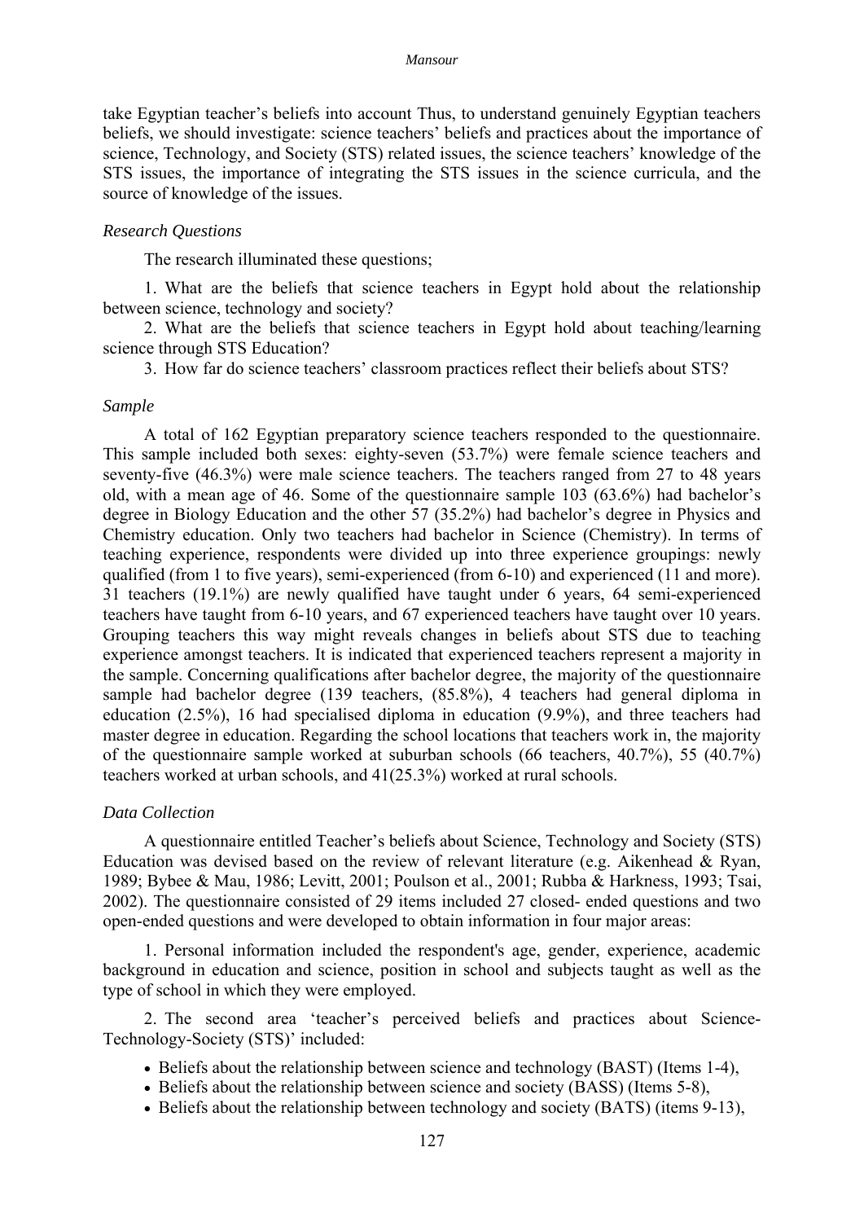take Egyptian teacher's beliefs into account Thus, to understand genuinely Egyptian teachers beliefs, we should investigate: science teachers' beliefs and practices about the importance of science, Technology, and Society (STS) related issues, the science teachers' knowledge of the STS issues, the importance of integrating the STS issues in the science curricula, and the source of knowledge of the issues.

### *Research Questions*

The research illuminated these questions;

1. What are the beliefs that science teachers in Egypt hold about the relationship between science, technology and society?

2. What are the beliefs that science teachers in Egypt hold about teaching/learning science through STS Education?

3. How far do science teachers' classroom practices reflect their beliefs about STS?

### *Sample*

A total of 162 Egyptian preparatory science teachers responded to the questionnaire. This sample included both sexes: eighty-seven (53.7%) were female science teachers and seventy-five (46.3%) were male science teachers. The teachers ranged from 27 to 48 years old, with a mean age of 46. Some of the questionnaire sample 103 (63.6%) had bachelor's degree in Biology Education and the other 57 (35.2%) had bachelor's degree in Physics and Chemistry education. Only two teachers had bachelor in Science (Chemistry). In terms of teaching experience, respondents were divided up into three experience groupings: newly qualified (from 1 to five years), semi-experienced (from 6-10) and experienced (11 and more). 31 teachers (19.1%) are newly qualified have taught under 6 years, 64 semi-experienced teachers have taught from 6-10 years, and 67 experienced teachers have taught over 10 years. Grouping teachers this way might reveals changes in beliefs about STS due to teaching experience amongst teachers. It is indicated that experienced teachers represent a majority in the sample. Concerning qualifications after bachelor degree, the majority of the questionnaire sample had bachelor degree (139 teachers, (85.8%), 4 teachers had general diploma in education (2.5%), 16 had specialised diploma in education (9.9%), and three teachers had master degree in education. Regarding the school locations that teachers work in, the majority of the questionnaire sample worked at suburban schools (66 teachers, 40.7%), 55 (40.7%) teachers worked at urban schools, and 41(25.3%) worked at rural schools.

### *Data Collection*

A questionnaire entitled Teacher's beliefs about Science, Technology and Society (STS) Education was devised based on the review of relevant literature (e.g. Aikenhead & Ryan, 1989; Bybee & Mau, 1986; Levitt, 2001; Poulson et al., 2001; Rubba & Harkness, 1993; Tsai, 2002). The questionnaire consisted of 29 items included 27 closed- ended questions and two open-ended questions and were developed to obtain information in four major areas:

1. Personal information included the respondent's age, gender, experience, academic background in education and science, position in school and subjects taught as well as the type of school in which they were employed.

2. The second area 'teacher's perceived beliefs and practices about Science-Technology-Society (STS)' included:

- Beliefs about the relationship between science and technology (BAST) (Items 1-4),
- Beliefs about the relationship between science and society (BASS) (Items 5-8),
- Beliefs about the relationship between technology and society (BATS) (items 9-13),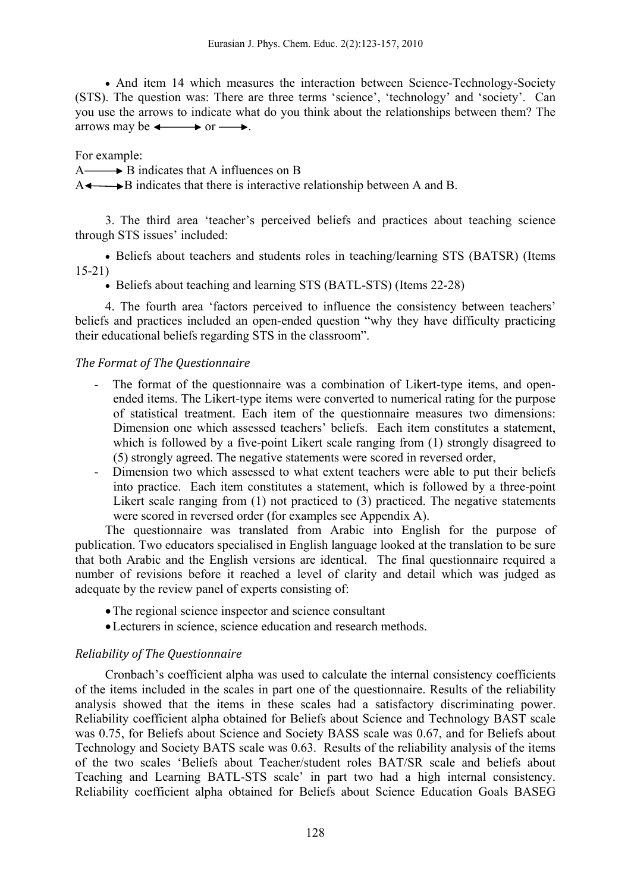- And item 14 which measures the interaction between Science-Technology-Society (STS). The question was: There are three terms 'science', 'technology' and 'society'. Can you use the arrows to indicate what do you think about the relationships between them? The arrows may be $\longleftrightarrow$ or $\longrightarrow$.

For example:

A $\longrightarrow$ B indicates that A influences on B

A $\longleftrightarrow$ B indicates that there is interactive relationship between A and B.

3. The third area 'teacher's perceived beliefs and practices about teaching science through STS issues' included:

- Beliefs about teachers and students roles in teaching/learning STS (BATSR) (Items 15-21)
- Beliefs about teaching and learning STS (BATL-STS) (Items 22-28)

4. The fourth area 'factors perceived to influence the consistency between teachers' beliefs and practices included an open-ended question "why they have difficulty practicing their educational beliefs regarding STS in the classroom".

### *The Format of The Questionnaire*

- The format of the questionnaire was a combination of Likert-type items, and open-ended items. The Likert-type items were converted to numerical rating for the purpose of statistical treatment. Each item of the questionnaire measures two dimensions: Dimension one which assessed teachers' beliefs. Each item constitutes a statement, which is followed by a five-point Likert scale ranging from (1) strongly disagreed to (5) strongly agreed. The negative statements were scored in reversed order,
- Dimension two which assessed to what extent teachers were able to put their beliefs into practice. Each item constitutes a statement, which is followed by a three-point Likert scale ranging from (1) not practiced to (3) practiced. The negative statements were scored in reversed order (for examples see Appendix A).

The questionnaire was translated from Arabic into English for the purpose of publication. Two educators specialised in English language looked at the translation to be sure that both Arabic and the English versions are identical. The final questionnaire required a number of revisions before it reached a level of clarity and detail which was judged as adequate by the review panel of experts consisting of:

- The regional science inspector and science consultant
- Lecturers in science, science education and research methods.

### *Reliability of The Questionnaire*

Cronbach's coefficient alpha was used to calculate the internal consistency coefficients of the items included in the scales in part one of the questionnaire. Results of the reliability analysis showed that the items in these scales had a satisfactory discriminating power. Reliability coefficient alpha obtained for Beliefs about Science and Technology BAST scale was 0.75, for Beliefs about Science and Society BASS scale was 0.67, and for Beliefs about Technology and Society BATS scale was 0.63. Results of the reliability analysis of the items of the two scales 'Beliefs about Teacher/student roles BAT/SR scale and beliefs about Teaching and Learning BATL-STS scale' in part two had a high internal consistency. Reliability coefficient alpha obtained for Beliefs about Science Education Goals BASEG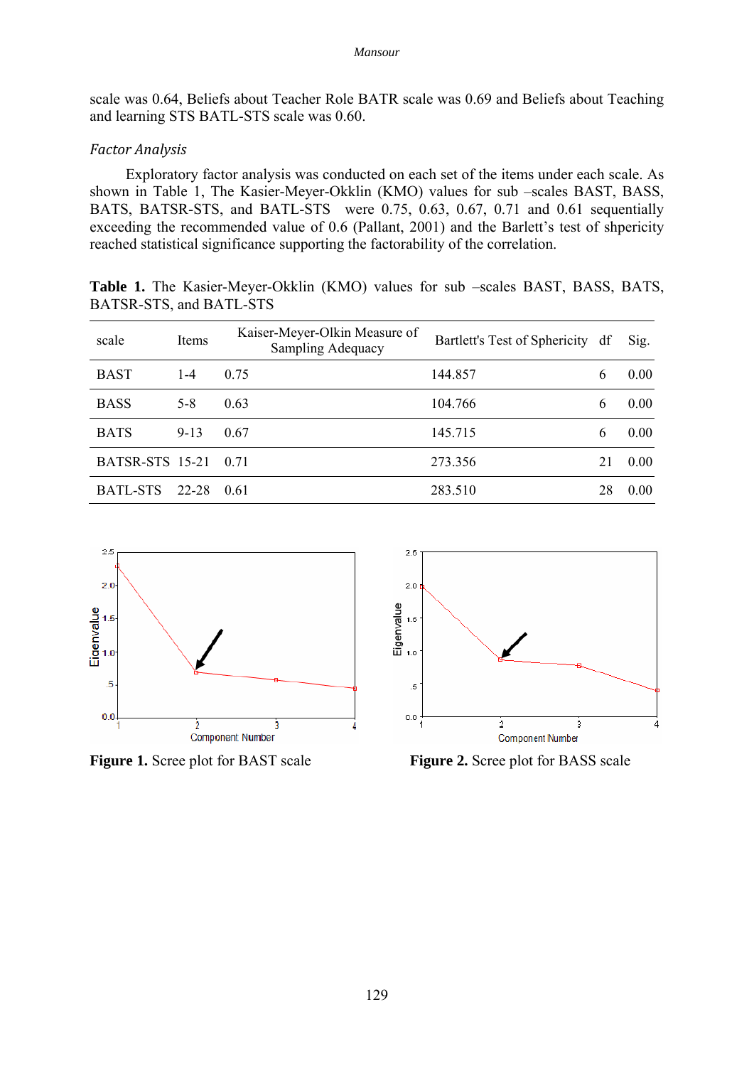scale was 0.64, Beliefs about Teacher Role BATR scale was 0.69 and Beliefs about Teaching and learning STS BATL-STS scale was 0.60.

### *Factor Analysis*

Exploratory factor analysis was conducted on each set of the items under each scale. As shown in Table 1, The Kasier-Meyer-Okklin (KMO) values for sub –scales BAST, BASS, BATS, BATSR-STS, and BATL-STS were 0.75, 0.63, 0.67, 0.71 and 0.61 sequentially exceeding the recommended value of 0.6 (Pallant, 2001) and the Barlett's test of shpericity reached statistical significance supporting the factorability of the correlation.

**Table 1.** The Kasier-Meyer-Okklin (KMO) values for sub –scales BAST, BASS, BATS, BATSR-STS, and BATL-STS

| scale | Items | Kaiser-Meyer-Olkin Measure of Sampling Adequacy | Bartlett's Test of Sphericity | df | Sig. |
|---|---|---|---|---|---|
| BAST | 1-4 | 0.75 | 144.857 | 6 | 0.00 |
| BASS | 5-8 | 0.63 | 104.766 | 6 | 0.00 |
| BATS | 9-13 | 0.67 | 145.715 | 6 | 0.00 |
| BATSR-STS | 15-21 | 0.71 | 273.356 | 21 | 0.00 |
| BATL-STS | 22-28 | 0.61 | 283.510 | 28 | 0.00 |

**Figure 1.** Scree plot for BAST scale

**Figure 2.** Scree plot for BASS scale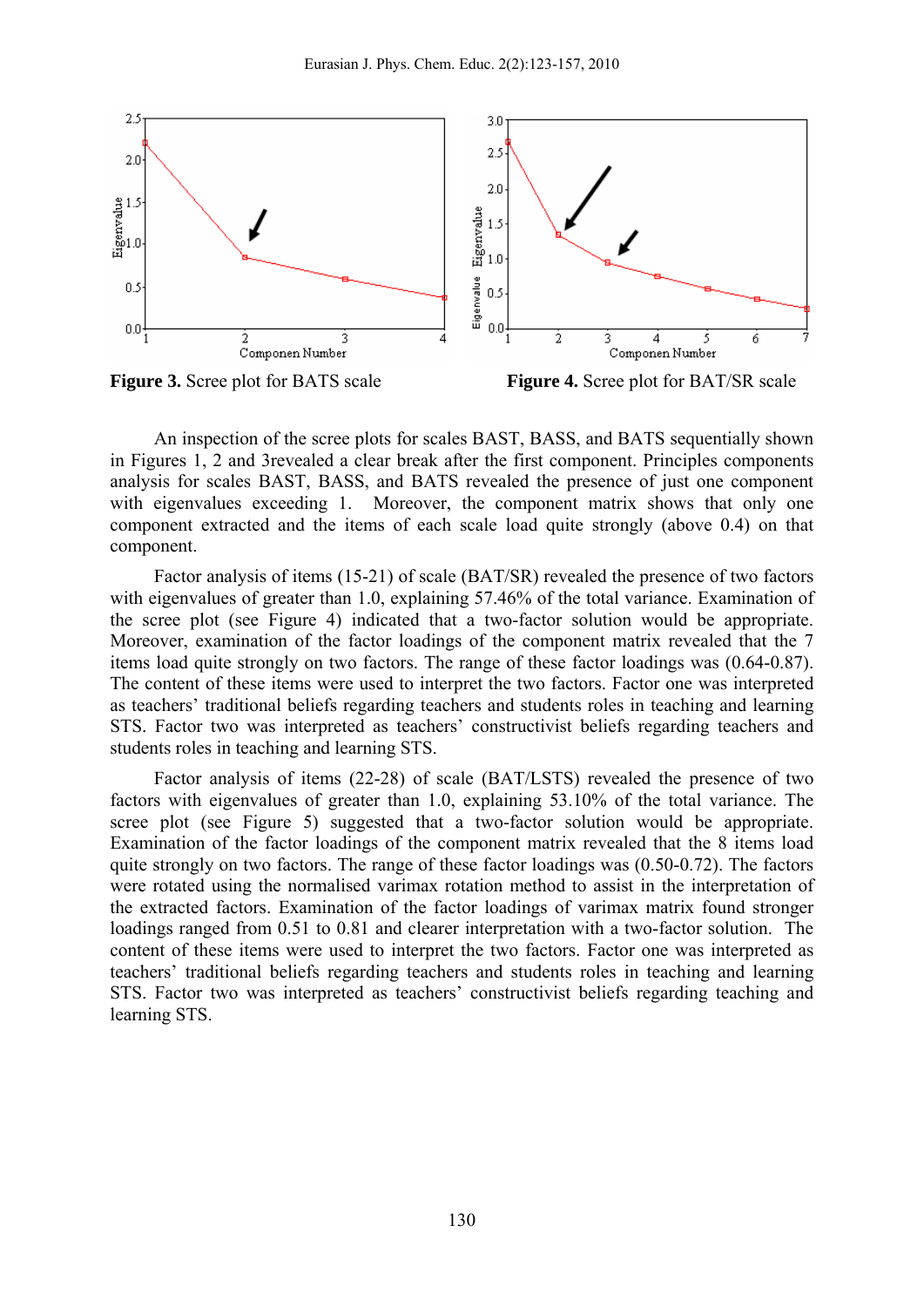**Figure 3.** Scree plot for BATS scale

**Figure 4.** Scree plot for BAT/SR scale

An inspection of the scree plots for scales BAST, BASS, and BATS sequentially shown in Figures 1, 2 and 3revealed a clear break after the first component. Principles components analysis for scales BAST, BASS, and BATS revealed the presence of just one component with eigenvalues exceeding 1. Moreover, the component matrix shows that only one component extracted and the items of each scale load quite strongly (above 0.4) on that component.

Factor analysis of items (15-21) of scale (BAT/SR) revealed the presence of two factors with eigenvalues of greater than 1.0, explaining 57.46% of the total variance. Examination of the scree plot (see Figure 4) indicated that a two-factor solution would be appropriate. Moreover, examination of the factor loadings of the component matrix revealed that the 7 items load quite strongly on two factors. The range of these factor loadings was (0.64-0.87). The content of these items were used to interpret the two factors. Factor one was interpreted as teachers' traditional beliefs regarding teachers and students roles in teaching and learning STS. Factor two was interpreted as teachers' constructivist beliefs regarding teachers and students roles in teaching and learning STS.

Factor analysis of items (22-28) of scale (BAT/LSTS) revealed the presence of two factors with eigenvalues of greater than 1.0, explaining 53.10% of the total variance. The scree plot (see Figure 5) suggested that a two-factor solution would be appropriate. Examination of the factor loadings of the component matrix revealed that the 8 items load quite strongly on two factors. The range of these factor loadings was (0.50-0.72). The factors were rotated using the normalised varimax rotation method to assist in the interpretation of the extracted factors. Examination of the factor loadings of varimax matrix found stronger loadings ranged from 0.51 to 0.81 and clearer interpretation with a two-factor solution. The content of these items were used to interpret the two factors. Factor one was interpreted as teachers' traditional beliefs regarding teachers and students roles in teaching and learning STS. Factor two was interpreted as teachers' constructivist beliefs regarding teaching and learning STS.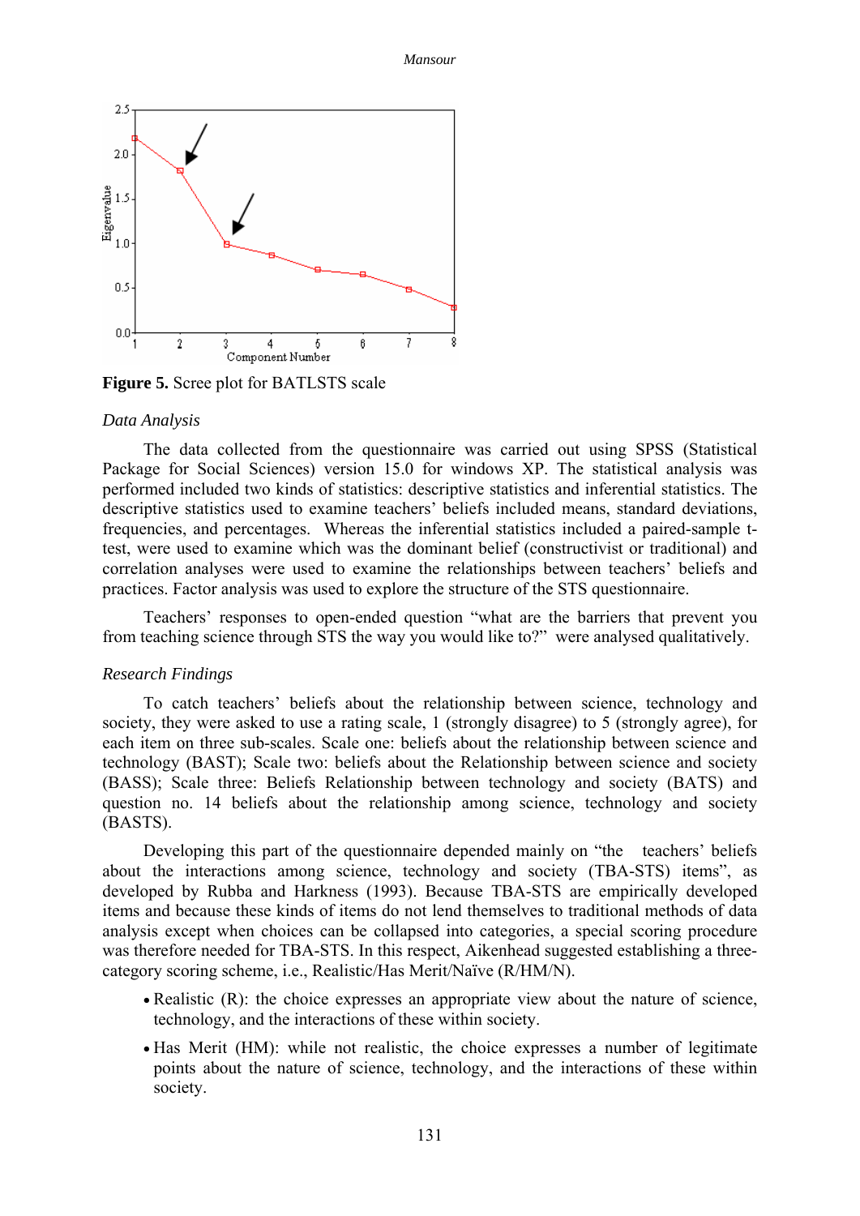**Figure 5.** Scree plot for BATLSTS scale

*Data Analysis*

The data collected from the questionnaire was carried out using SPSS (Statistical Package for Social Sciences) version 15.0 for windows XP. The statistical analysis was performed included two kinds of statistics: descriptive statistics and inferential statistics. The descriptive statistics used to examine teachers' beliefs included means, standard deviations, frequencies, and percentages. Whereas the inferential statistics included a paired-sample t-test, were used to examine which was the dominant belief (constructivist or traditional) and correlation analyses were used to examine the relationships between teachers' beliefs and practices. Factor analysis was used to explore the structure of the STS questionnaire.

Teachers' responses to open-ended question "what are the barriers that prevent you from teaching science through STS the way you would like to?" were analysed qualitatively.

*Research Findings*

To catch teachers' beliefs about the relationship between science, technology and society, they were asked to use a rating scale, 1 (strongly disagree) to 5 (strongly agree), for each item on three sub-scales. Scale one: beliefs about the relationship between science and technology (BAST); Scale two: beliefs about the Relationship between science and society (BASS); Scale three: Beliefs Relationship between technology and society (BATS) and question no. 14 beliefs about the relationship among science, technology and society (BASTS).

Developing this part of the questionnaire depended mainly on "the teachers' beliefs about the interactions among science, technology and society (TBA-STS) items", as developed by Rubba and Harkness (1993). Because TBA-STS are empirically developed items and because these kinds of items do not lend themselves to traditional methods of data analysis except when choices can be collapsed into categories, a special scoring procedure was therefore needed for TBA-STS. In this respect, Aikenhead suggested establishing a three-category scoring scheme, i.e., Realistic/Has Merit/Naïve (R/HM/N).

- Realistic (R): the choice expresses an appropriate view about the nature of science, technology, and the interactions of these within society.
- Has Merit (HM): while not realistic, the choice expresses a number of legitimate points about the nature of science, technology, and the interactions of these within society.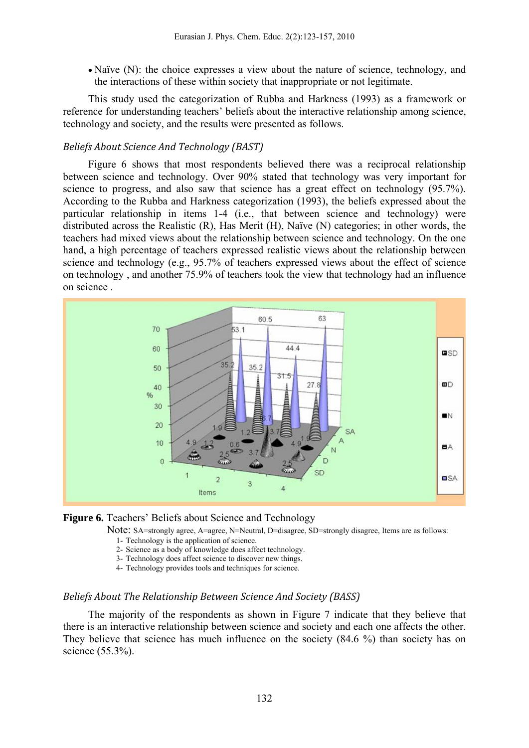- Naïve (N): the choice expresses a view about the nature of science, technology, and the interactions of these within society that inappropriate or not legitimate.

This study used the categorization of Rubba and Harkness (1993) as a framework or reference for understanding teachers' beliefs about the interactive relationship among science, technology and society, and the results were presented as follows.

### *Beliefs About Science And Technology (BAST)*

Figure 6 shows that most respondents believed there was a reciprocal relationship between science and technology. Over 90% stated that technology was very important for science to progress, and also saw that science has a great effect on technology (95.7%). According to the Rubba and Harkness categorization (1993), the beliefs expressed about the particular relationship in items 1-4 (i.e., that between science and technology) were distributed across the Realistic (R), Has Merit (H), Naïve (N) categories; in other words, the teachers had mixed views about the relationship between science and technology. On the one hand, a high percentage of teachers expressed realistic views about the relationship between science and technology (e.g., 95.7% of teachers expressed views about the effect of science on technology , and another 75.9% of teachers took the view that technology had an influence on science .

**Figure 6.** Teachers' Beliefs about Science and Technology

Note: SA=strongly agree, A=agree, N=Neutral, D=disagree, SD=strongly disagree, Items are as follows:

1. Technology is the application of science.
2. Science as a body of knowledge does affect technology.
3. Technology does affect science to discover new things.
4. Technology provides tools and techniques for science.

### *Beliefs About The Relationship Between Science And Society (BASS)*

The majority of the respondents as shown in Figure 7 indicate that they believe that there is an interactive relationship between science and society and each one affects the other. They believe that science has much influence on the society (84.6 %) than society has on science (55.3%).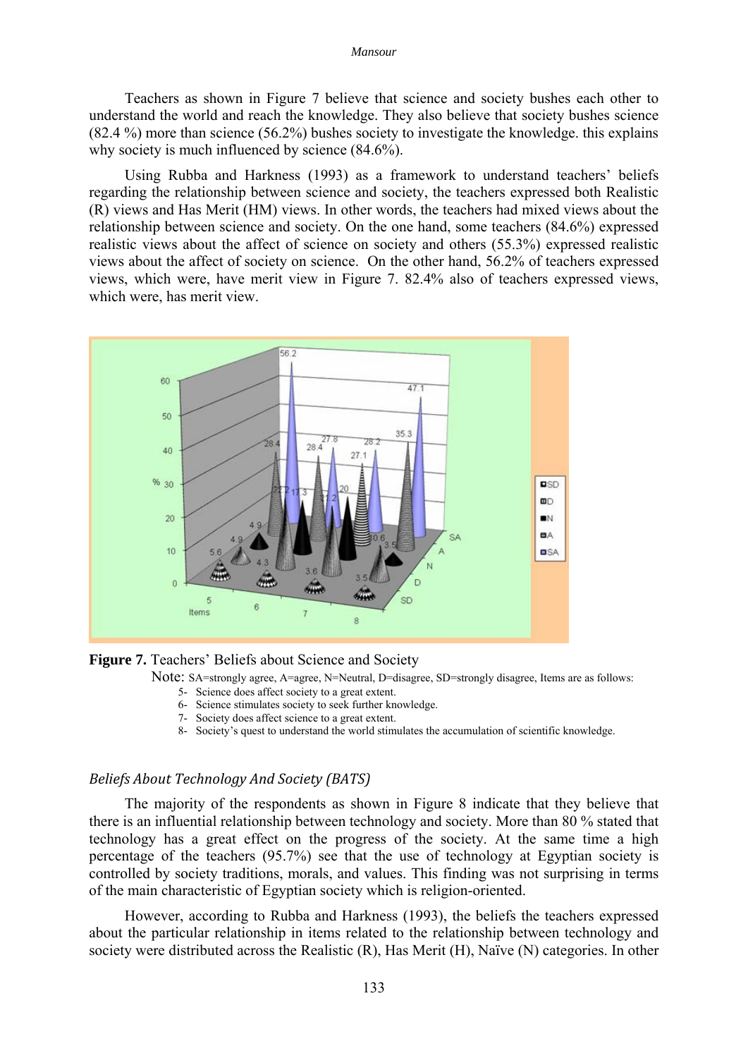Teachers as shown in Figure 7 believe that science and society bushes each other to understand the world and reach the knowledge. They also believe that society bushes science (82.4 %) more than science (56.2%) bushes society to investigate the knowledge. this explains why society is much influenced by science (84.6%).

Using Rubba and Harkness (1993) as a framework to understand teachers' beliefs regarding the relationship between science and society, the teachers expressed both Realistic (R) views and Has Merit (HM) views. In other words, the teachers had mixed views about the relationship between science and society. On the one hand, some teachers (84.6%) expressed realistic views about the affect of science on society and others (55.3%) expressed realistic views about the affect of society on science. On the other hand, 56.2% of teachers expressed views, which were, have merit view in Figure 7. 82.4% also of teachers expressed views, which were, has merit view.

**Figure 7.** Teachers' Beliefs about Science and Society

Note: SA=strongly agree, A=agree, N=Neutral, D=disagree, SD=strongly disagree, Items are as follows:

5- Science does affect society to a great extent.
6- Science stimulates society to seek further knowledge.
7- Society does affect science to a great extent.
8- Society's quest to understand the world stimulates the accumulation of scientific knowledge.

### *Beliefs About Technology And Society (BATS)*

The majority of the respondents as shown in Figure 8 indicate that they believe that there is an influential relationship between technology and society. More than 80 % stated that technology has a great effect on the progress of the society. At the same time a high percentage of the teachers (95.7%) see that the use of technology at Egyptian society is controlled by society traditions, morals, and values. This finding was not surprising in terms of the main characteristic of Egyptian society which is religion-oriented.

However, according to Rubba and Harkness (1993), the beliefs the teachers expressed about the particular relationship in items related to the relationship between technology and society were distributed across the Realistic (R), Has Merit (H), Naïve (N) categories. In other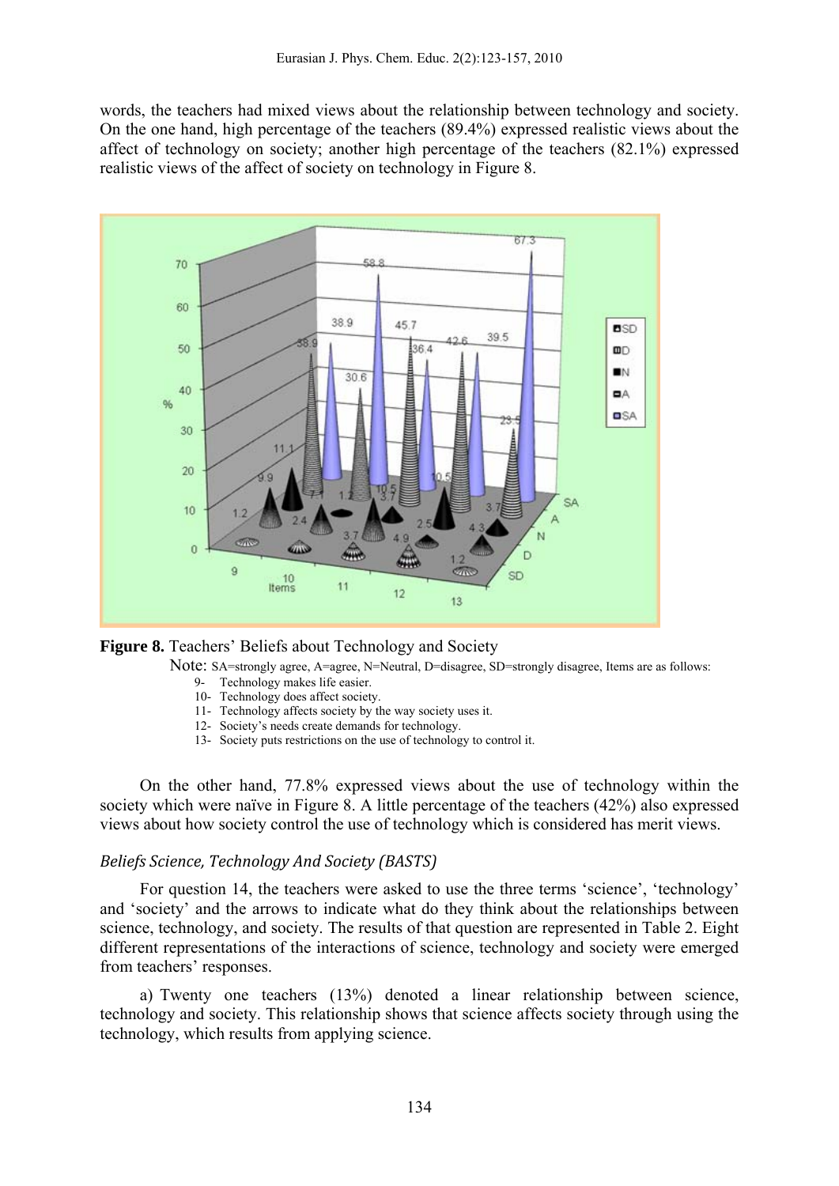words, the teachers had mixed views about the relationship between technology and society. On the one hand, high percentage of the teachers (89.4%) expressed realistic views about the affect of technology on society; another high percentage of the teachers (82.1%) expressed realistic views of the affect of society on technology in Figure 8.

**Figure 8.** Teachers' Beliefs about Technology and Society

Note: SA=strongly agree, A=agree, N=Neutral, D=disagree, SD=strongly disagree, Items are as follows:

9- Technology makes life easier.
10- Technology does affect society.
11- Technology affects society by the way society uses it.
12- Society's needs create demands for technology.
13- Society puts restrictions on the use of technology to control it.

On the other hand, 77.8% expressed views about the use of technology within the society which were naïve in Figure 8. A little percentage of the teachers (42%) also expressed views about how society control the use of technology which is considered has merit views.

### *Beliefs Science, Technology And Society (BASTS)*

For question 14, the teachers were asked to use the three terms 'science', 'technology' and 'society' and the arrows to indicate what do they think about the relationships between science, technology, and society. The results of that question are represented in Table 2. Eight different representations of the interactions of science, technology and society were emerged from teachers' responses.

a) Twenty one teachers (13%) denoted a linear relationship between science, technology and society. This relationship shows that science affects society through using the technology, which results from applying science.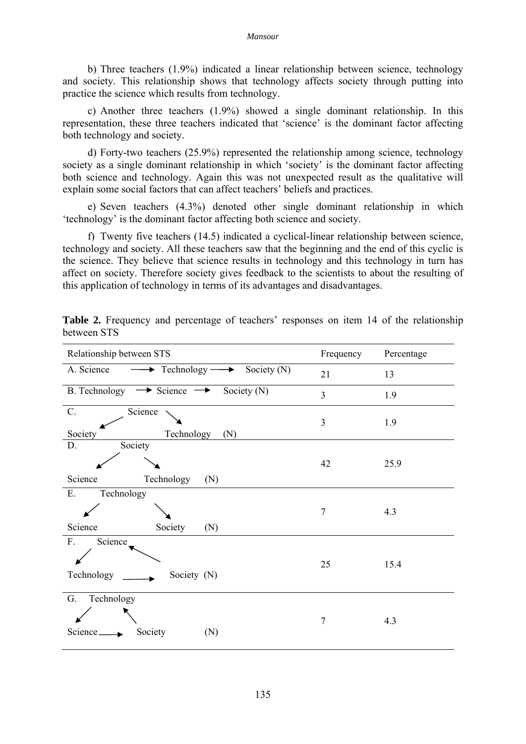b) Three teachers (1.9%) indicated a linear relationship between science, technology and society. This relationship shows that technology affects society through putting into practice the science which results from technology.

c) Another three teachers (1.9%) showed a single dominant relationship. In this representation, these three teachers indicated that 'science' is the dominant factor affecting both technology and society.

d) Forty-two teachers (25.9%) represented the relationship among science, technology society as a single dominant relationship in which 'society' is the dominant factor affecting both science and technology. Again this was not unexpected result as the qualitative will explain some social factors that can affect teachers' beliefs and practices.

e) Seven teachers (4.3%) denoted other single dominant relationship in which 'technology' is the dominant factor affecting both science and society.

f) Twenty five teachers (14.5) indicated a cyclical-linear relationship between science, technology and society. All these teachers saw that the beginning and the end of this cyclic is the science. They believe that science results in technology and this technology in turn has affect on society. Therefore society gives feedback to the scientists to about the resulting of this application of technology in terms of its advantages and disadvantages.

**Table 2.** Frequency and percentage of teachers' responses on item 14 of the relationship between STS

| Relationship between STS | Frequency | Percentage |
|---|---|---|
| A. Science → Technology → Society (N) | 21 | 13 |
| B. Technology → Science → Society (N) | 3 | 1.9 |
| C. Science → Society; Science → Technology (N) | 3 | 1.9 |
| D. Society → Science; Society → Technology (N) | 42 | 25.9 |
| E. Technology → Science; Technology → Society (N) | 7 | 4.3 |
| F. Science → Technology → Society → Science (N) | 25 | 15.4 |
| G. Technology → Science → Society → Technology (N) | 7 | 4.3 |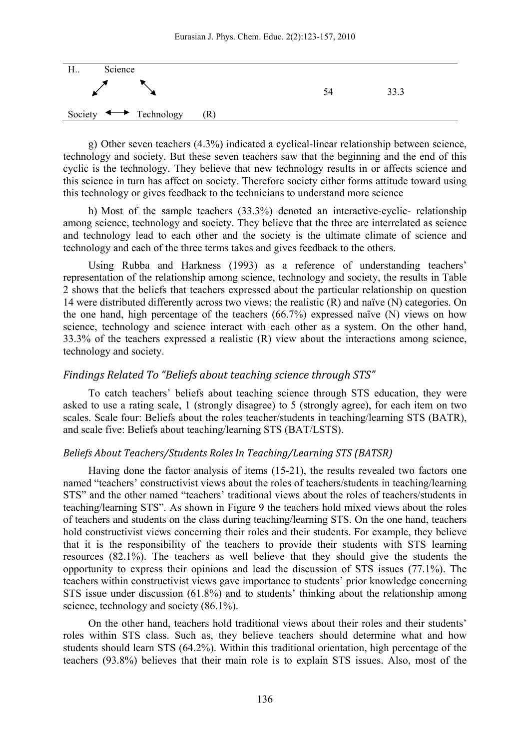| H.. | Science ↙↗ ↖↘ Society ⟷ Technology (R) | 54 | 33.3 |
|---|---|---|---|

g) Other seven teachers (4.3%) indicated a cyclical-linear relationship between science, technology and society. But these seven teachers saw that the beginning and the end of this cyclic is the technology. They believe that new technology results in or affects science and this science in turn has affect on society. Therefore society either forms attitude toward using this technology or gives feedback to the technicians to understand more science

h) Most of the sample teachers (33.3%) denoted an interactive-cyclic- relationship among science, technology and society. They believe that the three are interrelated as science and technology lead to each other and the society is the ultimate climate of science and technology and each of the three terms takes and gives feedback to the others.

Using Rubba and Harkness (1993) as a reference of understanding teachers' representation of the relationship among science, technology and society, the results in Table 2 shows that the beliefs that teachers expressed about the particular relationship on question 14 were distributed differently across two views; the realistic (R) and naïve (N) categories. On the one hand, high percentage of the teachers (66.7%) expressed naïve (N) views on how science, technology and science interact with each other as a system. On the other hand, 33.3% of the teachers expressed a realistic (R) view about the interactions among science, technology and society.

### *Findings Related To "Beliefs about teaching science through STS"*

To catch teachers' beliefs about teaching science through STS education, they were asked to use a rating scale, 1 (strongly disagree) to 5 (strongly agree), for each item on two scales. Scale four: Beliefs about the roles teacher/students in teaching/learning STS (BATR), and scale five: Beliefs about teaching/learning STS (BAT/LSTS).

#### *Beliefs About Teachers/Students Roles In Teaching/Learning STS (BATSR)*

Having done the factor analysis of items (15-21), the results revealed two factors one named "teachers' constructivist views about the roles of teachers/students in teaching/learning STS" and the other named "teachers' traditional views about the roles of teachers/students in teaching/learning STS". As shown in Figure 9 the teachers hold mixed views about the roles of teachers and students on the class during teaching/learning STS. On the one hand, teachers hold constructivist views concerning their roles and their students. For example, they believe that it is the responsibility of the teachers to provide their students with STS learning resources (82.1%). The teachers as well believe that they should give the students the opportunity to express their opinions and lead the discussion of STS issues (77.1%). The teachers within constructivist views gave importance to students' prior knowledge concerning STS issue under discussion (61.8%) and to students' thinking about the relationship among science, technology and society (86.1%).

On the other hand, teachers hold traditional views about their roles and their students' roles within STS class. Such as, they believe teachers should determine what and how students should learn STS (64.2%). Within this traditional orientation, high percentage of the teachers (93.8%) believes that their main role is to explain STS issues. Also, most of the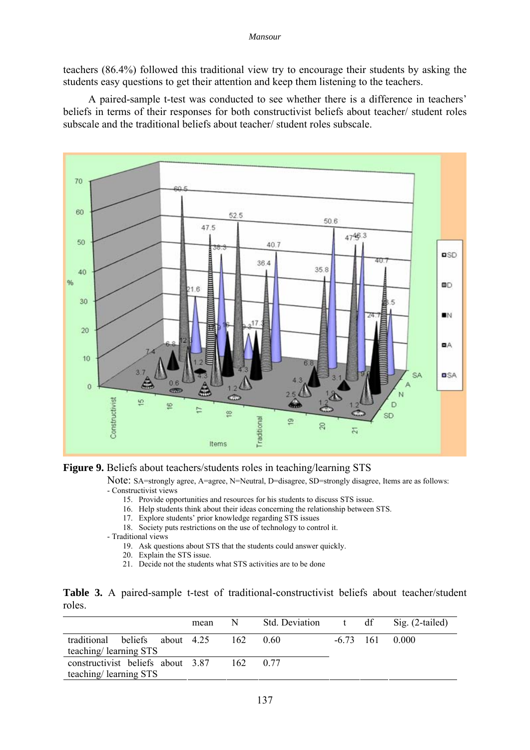teachers (86.4%) followed this traditional view try to encourage their students by asking the students easy questions to get their attention and keep them listening to the teachers.

A paired-sample t-test was conducted to see whether there is a difference in teachers' beliefs in terms of their responses for both constructivist beliefs about teacher/ student roles subscale and the traditional beliefs about teacher/ student roles subscale.

**Figure 9.** Beliefs about teachers/students roles in teaching/learning STS

Note: SA=strongly agree, A=agree, N=Neutral, D=disagree, SD=strongly disagree, Items are as follows:

- Constructivist views
    15. Provide opportunities and resources for his students to discuss STS issue.
    16. Help students think about their ideas concerning the relationship between STS.
    17. Explore students' prior knowledge regarding STS issues
    18. Society puts restrictions on the use of technology to control it.
- Traditional views
    19. Ask questions about STS that the students could answer quickly.
    20. Explain the STS issue.
    21. Decide not the students what STS activities are to be done

**Table 3.** A paired-sample t-test of traditional-constructivist beliefs about teacher/student roles.

| | mean | N | Std. Deviation | t | df | Sig. (2-tailed) |
|---|---|---|---|---|---|---|
| traditional beliefs about teaching/ learning STS | 4.25 | 162 | 0.60 | -6.73 | 161 | 0.000 |
| constructivist beliefs about teaching/ learning STS | 3.87 | 162 | 0.77 | | | |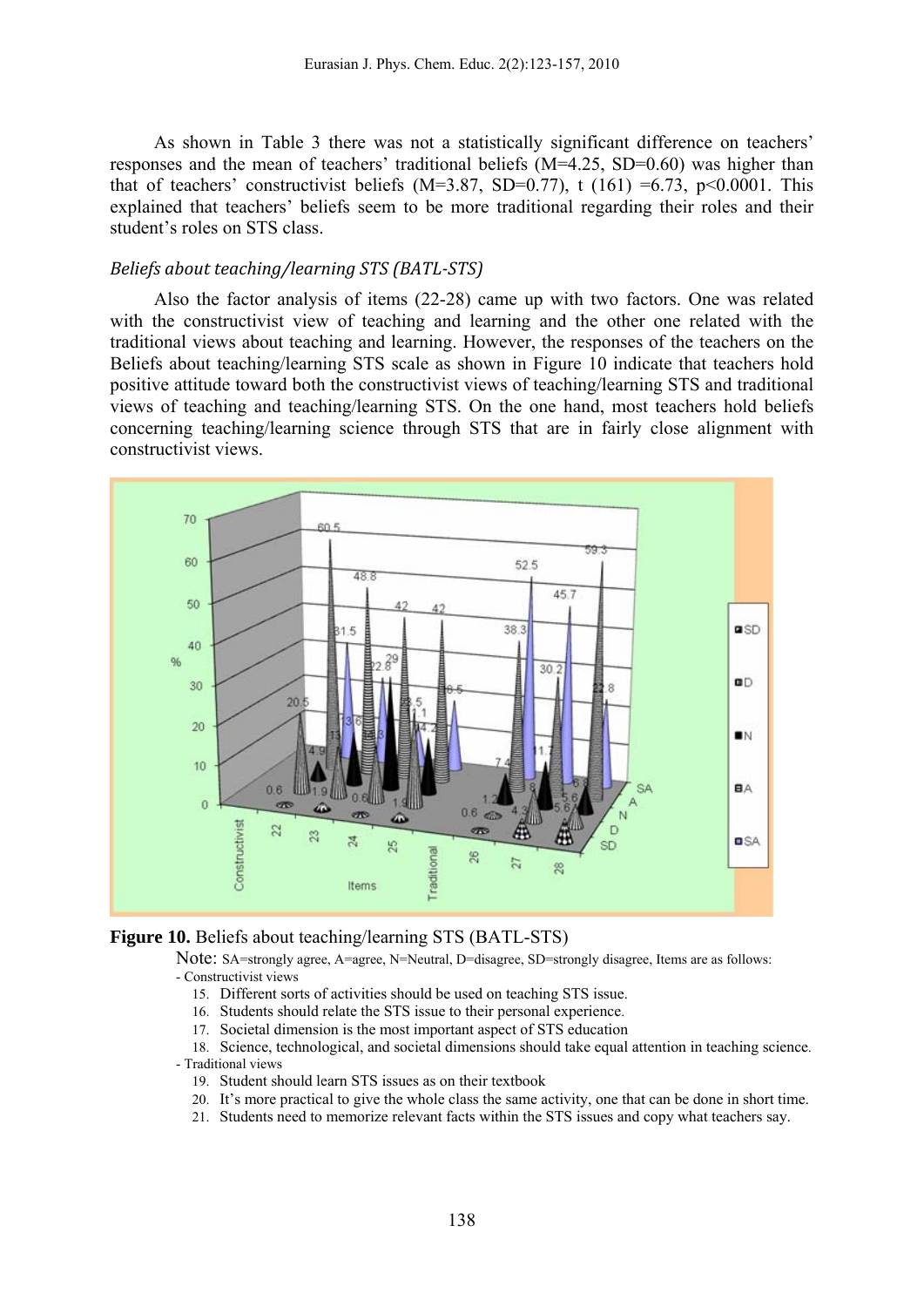As shown in Table 3 there was not a statistically significant difference on teachers' responses and the mean of teachers' traditional beliefs (M=4.25, SD=0.60) was higher than that of teachers' constructivist beliefs (M=3.87, SD=0.77), $t\ (161) = 6.73$, $p<0.0001$. This explained that teachers' beliefs seem to be more traditional regarding their roles and their student's roles on STS class.

### *Beliefs about teaching/learning STS (BATL-STS)*

Also the factor analysis of items (22-28) came up with two factors. One was related with the constructivist view of teaching and learning and the other one related with the traditional views about teaching and learning. However, the responses of the teachers on the Beliefs about teaching/learning STS scale as shown in Figure 10 indicate that teachers hold positive attitude toward both the constructivist views of teaching/learning STS and traditional views of teaching and teaching/learning STS. On the one hand, most teachers hold beliefs concerning teaching/learning science through STS that are in fairly close alignment with constructivist views.

**Figure 10.** Beliefs about teaching/learning STS (BATL-STS)

Note: SA=strongly agree, A=agree, N=Neutral, D=disagree, SD=strongly disagree, Items are as follows:

- Constructivist views
  15. Different sorts of activities should be used on teaching STS issue.
  16. Students should relate the STS issue to their personal experience.
  17. Societal dimension is the most important aspect of STS education
  18. Science, technological, and societal dimensions should take equal attention in teaching science.
- Traditional views
  19. Student should learn STS issues as on their textbook
  20. It's more practical to give the whole class the same activity, one that can be done in short time.
  21. Students need to memorize relevant facts within the STS issues and copy what teachers say.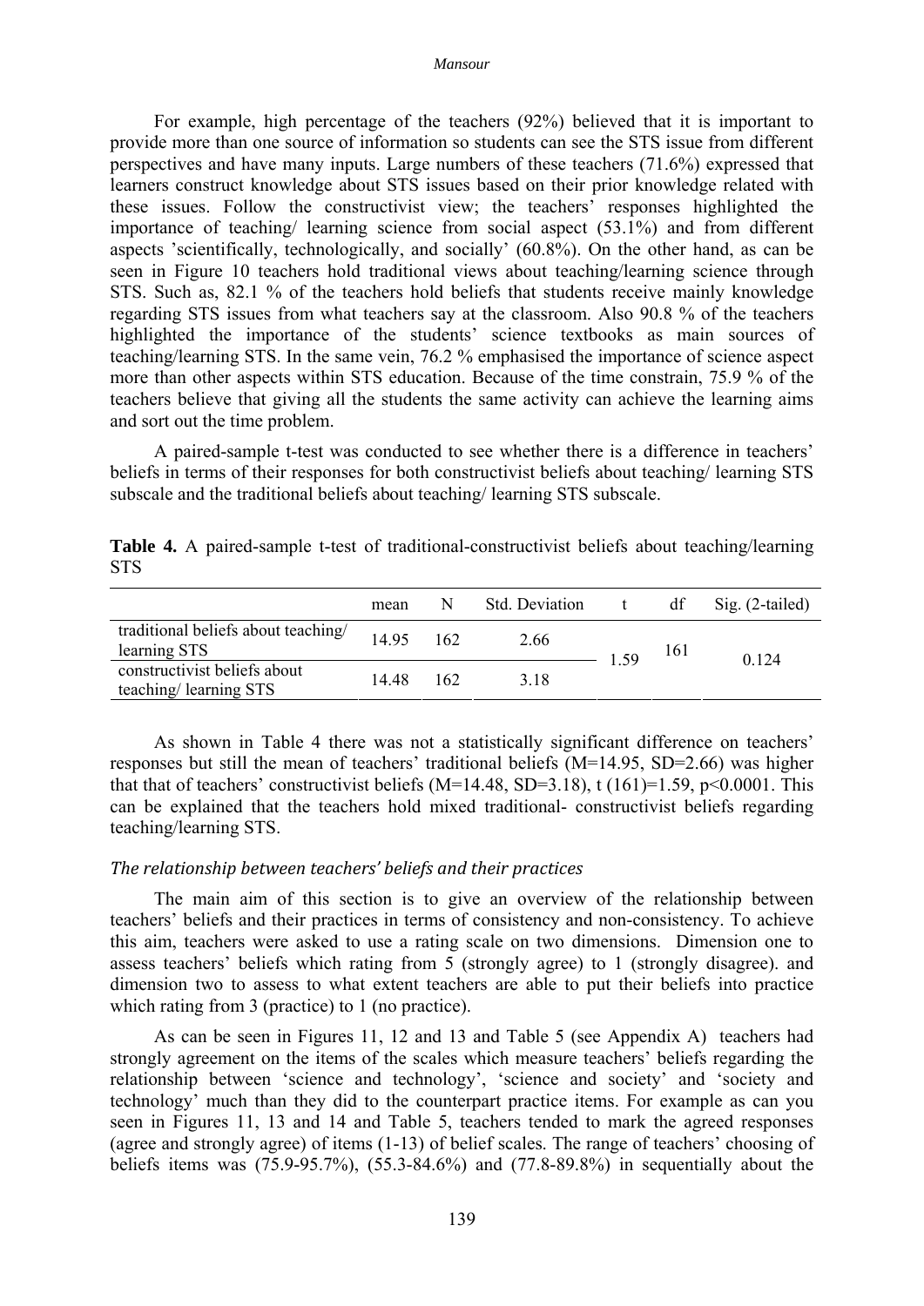For example, high percentage of the teachers (92%) believed that it is important to provide more than one source of information so students can see the STS issue from different perspectives and have many inputs. Large numbers of these teachers (71.6%) expressed that learners construct knowledge about STS issues based on their prior knowledge related with these issues. Follow the constructivist view; the teachers' responses highlighted the importance of teaching/ learning science from social aspect (53.1%) and from different aspects 'scientifically, technologically, and socially' (60.8%). On the other hand, as can be seen in Figure 10 teachers hold traditional views about teaching/learning science through STS. Such as, 82.1 % of the teachers hold beliefs that students receive mainly knowledge regarding STS issues from what teachers say at the classroom. Also 90.8 % of the teachers highlighted the importance of the students' science textbooks as main sources of teaching/learning STS. In the same vein, 76.2 % emphasised the importance of science aspect more than other aspects within STS education. Because of the time constrain, 75.9 % of the teachers believe that giving all the students the same activity can achieve the learning aims and sort out the time problem.

A paired-sample t-test was conducted to see whether there is a difference in teachers' beliefs in terms of their responses for both constructivist beliefs about teaching/ learning STS subscale and the traditional beliefs about teaching/ learning STS subscale.

**Table 4.** A paired-sample t-test of traditional-constructivist beliefs about teaching/learning STS

| | mean | N | Std. Deviation | t | df | Sig. (2-tailed) |
|---|---|---|---|---|---|---|
| traditional beliefs about teaching/ learning STS | 14.95 | 162 | 2.66 | 1.59 | 161 | 0.124 |
| constructivist beliefs about teaching/ learning STS | 14.48 | 162 | 3.18 | | | |

As shown in Table 4 there was not a statistically significant difference on teachers' responses but still the mean of teachers' traditional beliefs ($M=14.95$, $SD=2.66$) was higher that that of teachers' constructivist beliefs ($M=14.48$, $SD=3.18$), $t\ (161)=1.59$, $p<0.0001$. This can be explained that the teachers hold mixed traditional- constructivist beliefs regarding teaching/learning STS.

### *The relationship between teachers' beliefs and their practices*

The main aim of this section is to give an overview of the relationship between teachers' beliefs and their practices in terms of consistency and non-consistency. To achieve this aim, teachers were asked to use a rating scale on two dimensions. Dimension one to assess teachers' beliefs which rating from 5 (strongly agree) to 1 (strongly disagree). and dimension two to assess to what extent teachers are able to put their beliefs into practice which rating from 3 (practice) to 1 (no practice).

As can be seen in Figures 11, 12 and 13 and Table 5 (see Appendix A) teachers had strongly agreement on the items of the scales which measure teachers' beliefs regarding the relationship between 'science and technology', 'science and society' and 'society and technology' much than they did to the counterpart practice items. For example as can you seen in Figures 11, 13 and 14 and Table 5, teachers tended to mark the agreed responses (agree and strongly agree) of items (1-13) of belief scales. The range of teachers' choosing of beliefs items was (75.9-95.7%), (55.3-84.6%) and (77.8-89.8%) in sequentially about the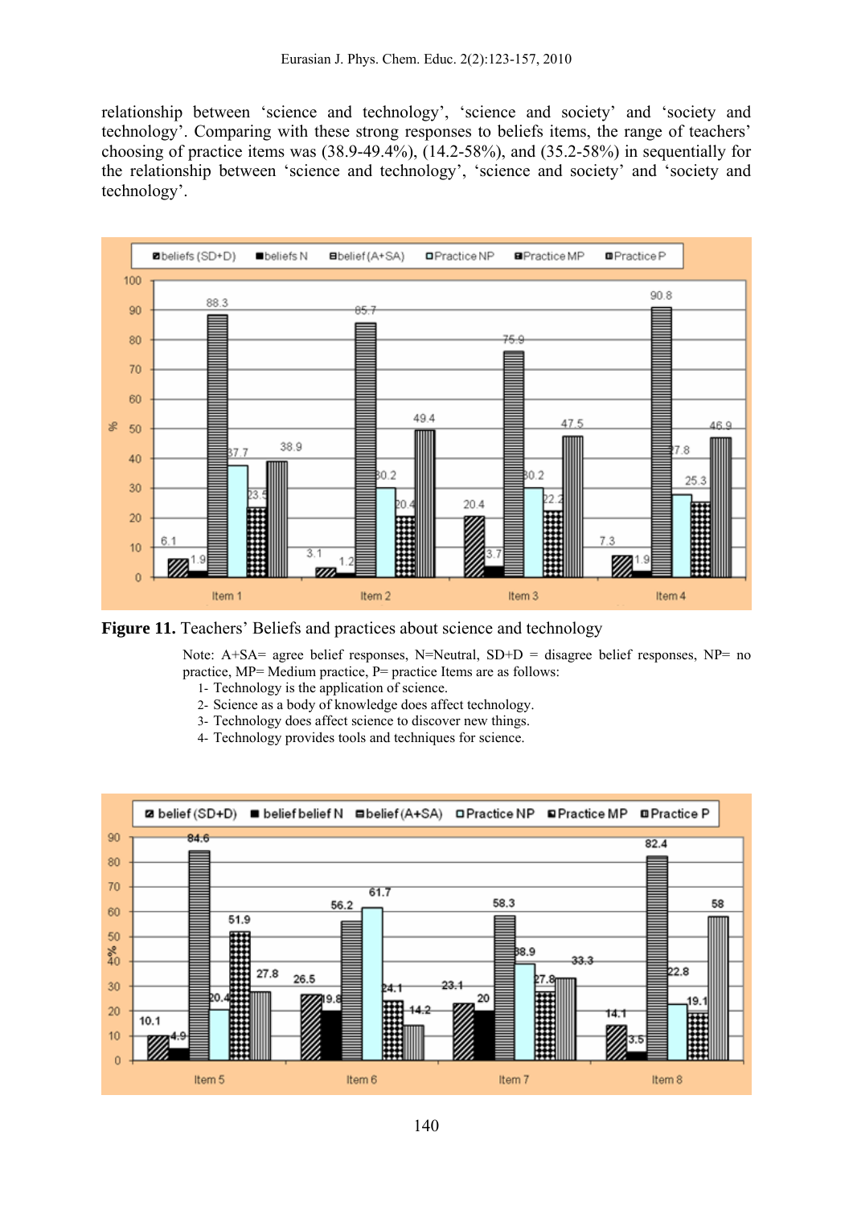relationship between 'science and technology', 'science and society' and 'society and technology'. Comparing with these strong responses to beliefs items, the range of teachers' choosing of practice items was (38.9-49.4%), (14.2-58%), and (35.2-58%) in sequentially for the relationship between 'science and technology', 'science and society' and 'society and technology'.

**Figure 11.** Teachers' Beliefs and practices about science and technology

Note: A+SA= agree belief responses, N=Neutral, SD+D = disagree belief responses, NP= no practice, MP= Medium practice, P= practice Items are as follows:

1- Technology is the application of science.
2- Science as a body of knowledge does affect technology.
3- Technology does affect science to discover new things.
4- Technology provides tools and techniques for science.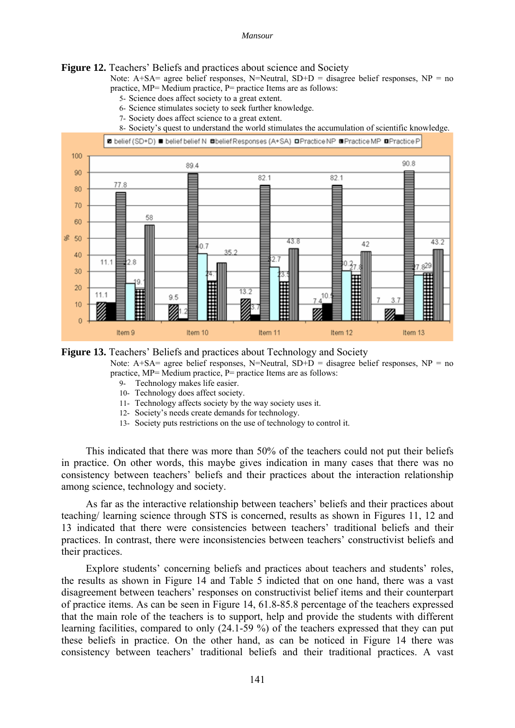**Figure 12.** Teachers' Beliefs and practices about science and Society

Note: A+SA= agree belief responses, N=Neutral, SD+D = disagree belief responses, NP = no practice, MP= Medium practice, P= practice Items are as follows:

5- Science does affect society to a great extent.
6- Science stimulates society to seek further knowledge.
7- Society does affect science to a great extent.
8- Society's quest to understand the world stimulates the accumulation of scientific knowledge.

**Figure 13.** Teachers' Beliefs and practices about Technology and Society

Note: A+SA= agree belief responses, N=Neutral, SD+D = disagree belief responses, NP = no practice, MP= Medium practice, P= practice Items are as follows:

9- Technology makes life easier.
10- Technology does affect society.
11- Technology affects society by the way society uses it.
12- Society's needs create demands for technology.
13- Society puts restrictions on the use of technology to control it.

This indicated that there was more than 50% of the teachers could not put their beliefs in practice. On other words, this maybe gives indication in many cases that there was no consistency between teachers' beliefs and their practices about the interaction relationship among science, technology and society.

As far as the interactive relationship between teachers' beliefs and their practices about teaching/ learning science through STS is concerned, results as shown in Figures 11, 12 and 13 indicated that there were consistencies between teachers' traditional beliefs and their practices. In contrast, there were inconsistencies between teachers' constructivist beliefs and their practices.

Explore students' concerning beliefs and practices about teachers and students' roles, the results as shown in Figure 14 and Table 5 indicted that on one hand, there was a vast disagreement between teachers' responses on constructivist belief items and their counterpart of practice items. As can be seen in Figure 14, 61.8-85.8 percentage of the teachers expressed that the main role of the teachers is to support, help and provide the students with different learning facilities, compared to only (24.1-59 %) of the teachers expressed that they can put these beliefs in practice. On the other hand, as can be noticed in Figure 14 there was consistency between teachers' traditional beliefs and their traditional practices. A vast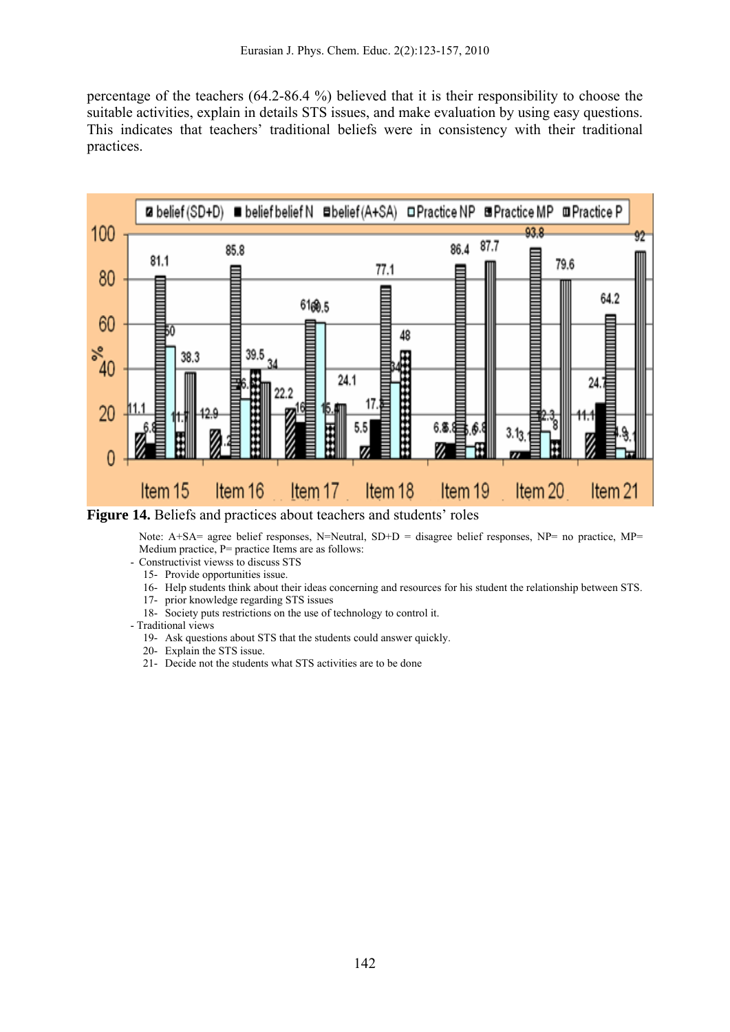percentage of the teachers (64.2-86.4 %) believed that it is their responsibility to choose the suitable activities, explain in details STS issues, and make evaluation by using easy questions. This indicates that teachers' traditional beliefs were in consistency with their traditional practices.

**Figure 14.** Beliefs and practices about teachers and students' roles

Note: A+SA= agree belief responses, N=Neutral, SD+D = disagree belief responses, NP= no practice, MP= Medium practice, P= practice Items are as follows:

- Constructivist viewss to discuss STS
  - 15- Provide opportunities issue.
  - 16- Help students think about their ideas concerning and resources for his student the relationship between STS.
  - 17- prior knowledge regarding STS issues
  - 18- Society puts restrictions on the use of technology to control it.
- Traditional views
  - 19- Ask questions about STS that the students could answer quickly.
  - 20- Explain the STS issue.
  - 21- Decide not the students what STS activities are to be done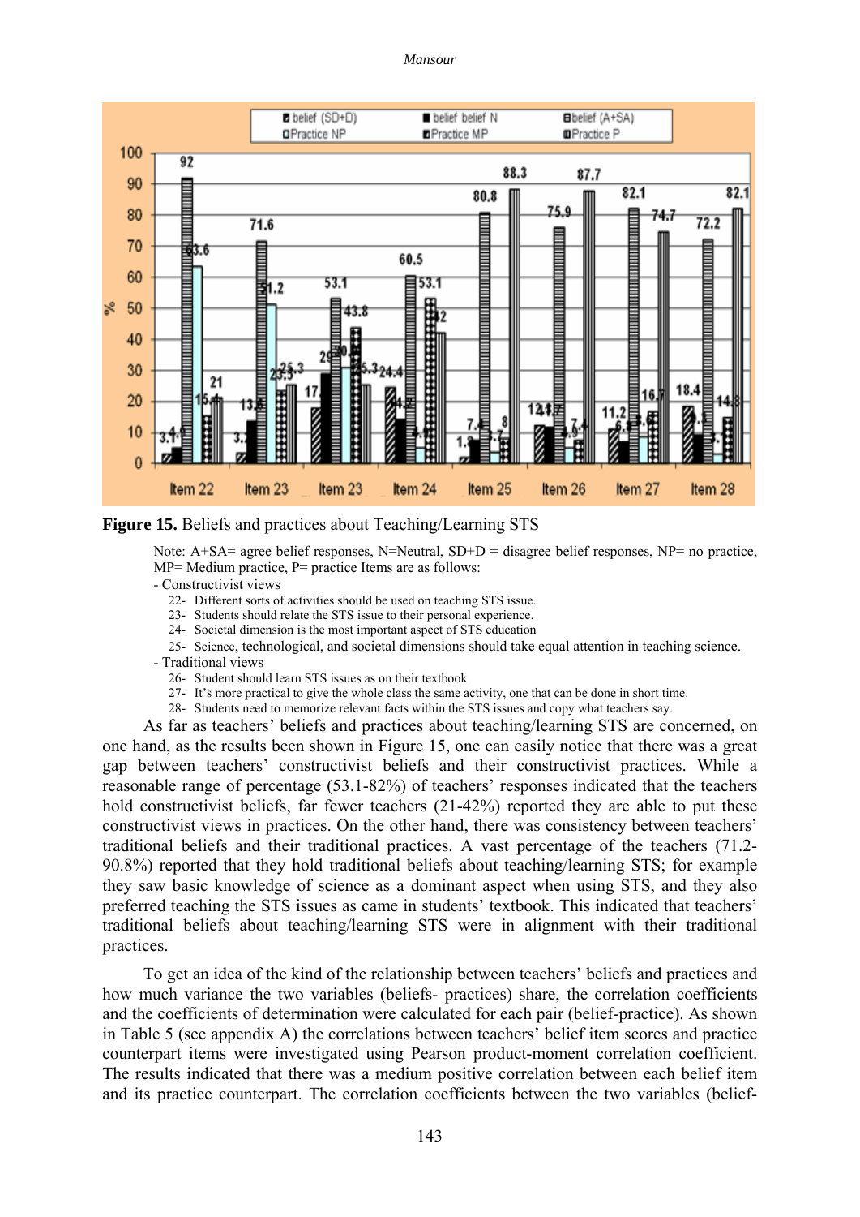**Figure 15.** Beliefs and practices about Teaching/Learning STS

Note: A+SA= agree belief responses, N=Neutral, SD+D = disagree belief responses, NP= no practice, MP= Medium practice, P= practice Items are as follows:

- Constructivist views
  - 22- Different sorts of activities should be used on teaching STS issue.
  - 23- Students should relate the STS issue to their personal experience.
  - 24- Societal dimension is the most important aspect of STS education
  - 25- Science, technological, and societal dimensions should take equal attention in teaching science.
- Traditional views
  - 26- Student should learn STS issues as on their textbook
  - 27- It's more practical to give the whole class the same activity, one that can be done in short time.
  - 28- Students need to memorize relevant facts within the STS issues and copy what teachers say.

As far as teachers' beliefs and practices about teaching/learning STS are concerned, on one hand, as the results been shown in Figure 15, one can easily notice that there was a great gap between teachers' constructivist beliefs and their constructivist practices. While a reasonable range of percentage (53.1-82%) of teachers' responses indicated that the teachers hold constructivist beliefs, far fewer teachers (21-42%) reported they are able to put these constructivist views in practices. On the other hand, there was consistency between teachers' traditional beliefs and their traditional practices. A vast percentage of the teachers (71.2-90.8%) reported that they hold traditional beliefs about teaching/learning STS; for example they saw basic knowledge of science as a dominant aspect when using STS, and they also preferred teaching the STS issues as came in students' textbook. This indicated that teachers' traditional beliefs about teaching/learning STS were in alignment with their traditional practices.

To get an idea of the kind of the relationship between teachers' beliefs and practices and how much variance the two variables (beliefs- practices) share, the correlation coefficients and the coefficients of determination were calculated for each pair (belief-practice). As shown in Table 5 (see appendix A) the correlations between teachers' belief item scores and practice counterpart items were investigated using Pearson product-moment correlation coefficient. The results indicated that there was a medium positive correlation between each belief item and its practice counterpart. The correlation coefficients between the two variables (belief-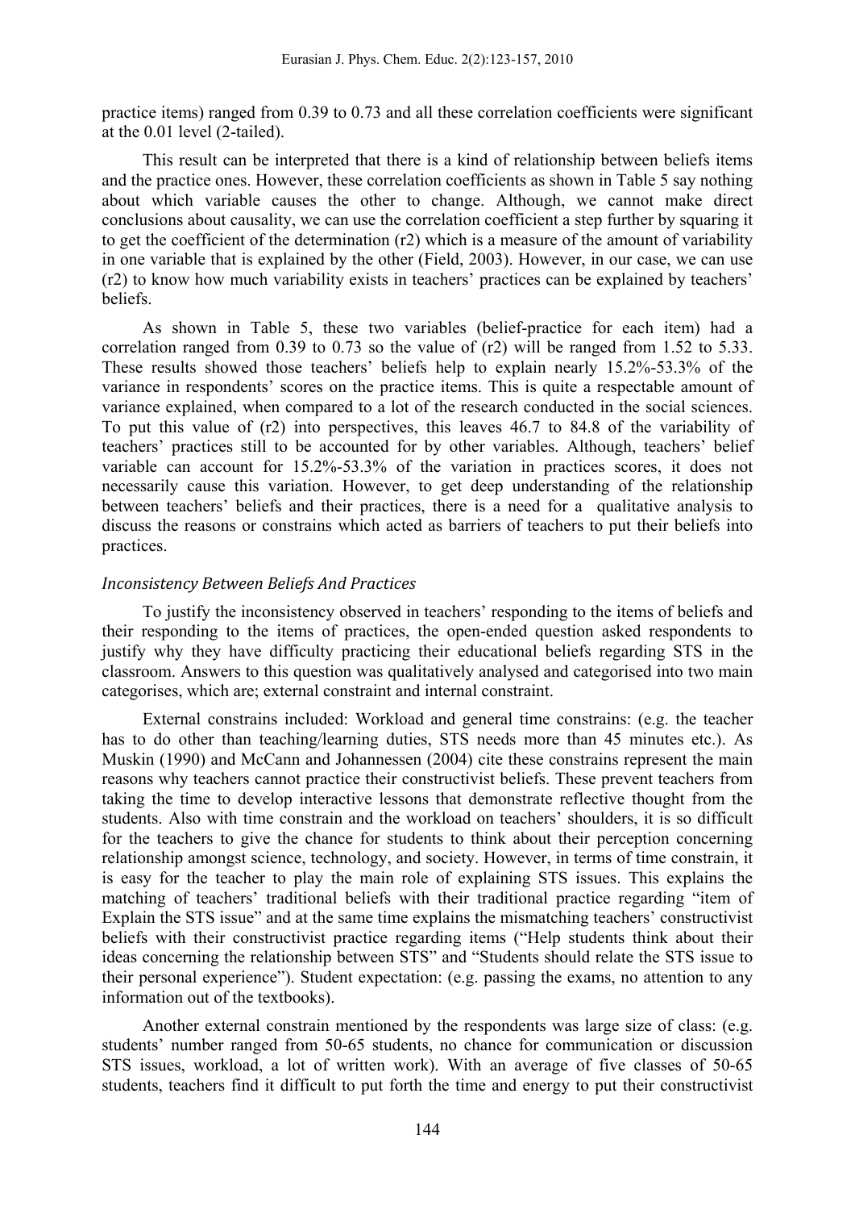practice items) ranged from 0.39 to 0.73 and all these correlation coefficients were significant at the 0.01 level (2-tailed).

This result can be interpreted that there is a kind of relationship between beliefs items and the practice ones. However, these correlation coefficients as shown in Table 5 say nothing about which variable causes the other to change. Although, we cannot make direct conclusions about causality, we can use the correlation coefficient a step further by squaring it to get the coefficient of the determination (r2) which is a measure of the amount of variability in one variable that is explained by the other (Field, 2003). However, in our case, we can use (r2) to know how much variability exists in teachers' practices can be explained by teachers' beliefs.

As shown in Table 5, these two variables (belief-practice for each item) had a correlation ranged from 0.39 to 0.73 so the value of (r2) will be ranged from 1.52 to 5.33. These results showed those teachers' beliefs help to explain nearly 15.2%-53.3% of the variance in respondents' scores on the practice items. This is quite a respectable amount of variance explained, when compared to a lot of the research conducted in the social sciences. To put this value of (r2) into perspectives, this leaves 46.7 to 84.8 of the variability of teachers' practices still to be accounted for by other variables. Although, teachers' belief variable can account for 15.2%-53.3% of the variation in practices scores, it does not necessarily cause this variation. However, to get deep understanding of the relationship between teachers' beliefs and their practices, there is a need for a qualitative analysis to discuss the reasons or constrains which acted as barriers of teachers to put their beliefs into practices.

### *Inconsistency Between Beliefs And Practices*

To justify the inconsistency observed in teachers' responding to the items of beliefs and their responding to the items of practices, the open-ended question asked respondents to justify why they have difficulty practicing their educational beliefs regarding STS in the classroom. Answers to this question was qualitatively analysed and categorised into two main categorises, which are; external constraint and internal constraint.

External constrains included: Workload and general time constrains: (e.g. the teacher has to do other than teaching/learning duties, STS needs more than 45 minutes etc.). As Muskin (1990) and McCann and Johannessen (2004) cite these constrains represent the main reasons why teachers cannot practice their constructivist beliefs. These prevent teachers from taking the time to develop interactive lessons that demonstrate reflective thought from the students. Also with time constrain and the workload on teachers' shoulders, it is so difficult for the teachers to give the chance for students to think about their perception concerning relationship amongst science, technology, and society. However, in terms of time constrain, it is easy for the teacher to play the main role of explaining STS issues. This explains the matching of teachers' traditional beliefs with their traditional practice regarding "item of Explain the STS issue" and at the same time explains the mismatching teachers' constructivist beliefs with their constructivist practice regarding items ("Help students think about their ideas concerning the relationship between STS" and "Students should relate the STS issue to their personal experience"). Student expectation: (e.g. passing the exams, no attention to any information out of the textbooks).

Another external constrain mentioned by the respondents was large size of class: (e.g. students' number ranged from 50-65 students, no chance for communication or discussion STS issues, workload, a lot of written work). With an average of five classes of 50-65 students, teachers find it difficult to put forth the time and energy to put their constructivist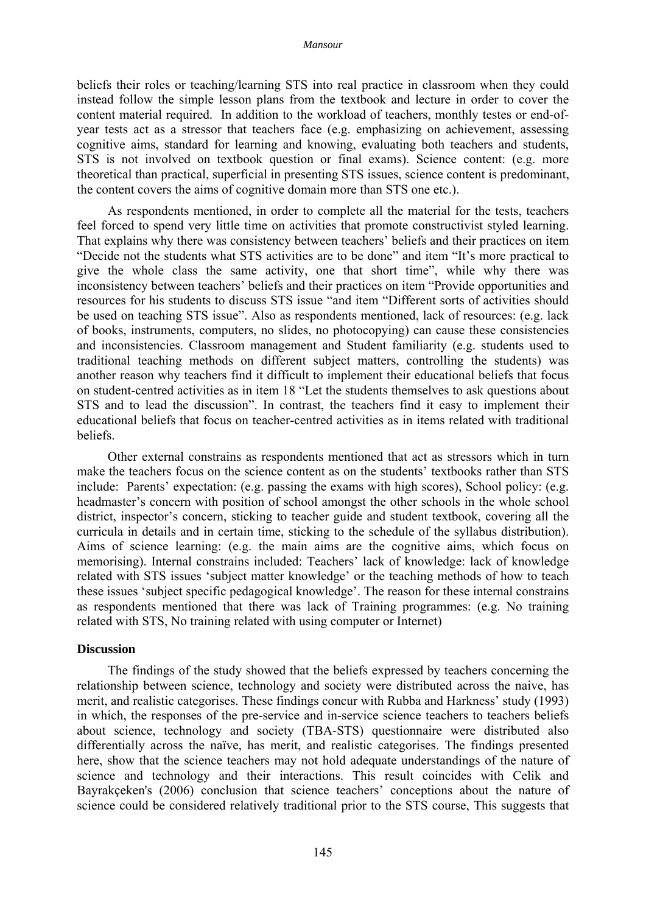beliefs their roles or teaching/learning STS into real practice in classroom when they could instead follow the simple lesson plans from the textbook and lecture in order to cover the content material required. In addition to the workload of teachers, monthly testes or end-of-year tests act as a stressor that teachers face (e.g. emphasizing on achievement, assessing cognitive aims, standard for learning and knowing, evaluating both teachers and students, STS is not involved on textbook question or final exams). Science content: (e.g. more theoretical than practical, superficial in presenting STS issues, science content is predominant, the content covers the aims of cognitive domain more than STS one etc.).

As respondents mentioned, in order to complete all the material for the tests, teachers feel forced to spend very little time on activities that promote constructivist styled learning. That explains why there was consistency between teachers' beliefs and their practices on item "Decide not the students what STS activities are to be done" and item "It's more practical to give the whole class the same activity, one that short time", while why there was inconsistency between teachers' beliefs and their practices on item "Provide opportunities and resources for his students to discuss STS issue "and item "Different sorts of activities should be used on teaching STS issue". Also as respondents mentioned, lack of resources: (e.g. lack of books, instruments, computers, no slides, no photocopying) can cause these consistencies and inconsistencies. Classroom management and Student familiarity (e.g. students used to traditional teaching methods on different subject matters, controlling the students) was another reason why teachers find it difficult to implement their educational beliefs that focus on student-centred activities as in item 18 "Let the students themselves to ask questions about STS and to lead the discussion". In contrast, the teachers find it easy to implement their educational beliefs that focus on teacher-centred activities as in items related with traditional beliefs.

Other external constrains as respondents mentioned that act as stressors which in turn make the teachers focus on the science content as on the students' textbooks rather than STS include: Parents' expectation: (e.g. passing the exams with high scores), School policy: (e.g. headmaster's concern with position of school amongst the other schools in the whole school district, inspector's concern, sticking to teacher guide and student textbook, covering all the curricula in details and in certain time, sticking to the schedule of the syllabus distribution). Aims of science learning: (e.g. the main aims are the cognitive aims, which focus on memorising). Internal constrains included: Teachers' lack of knowledge: lack of knowledge related with STS issues 'subject matter knowledge' or the teaching methods of how to teach these issues 'subject specific pedagogical knowledge'. The reason for these internal constrains as respondents mentioned that there was lack of Training programmes: (e.g. No training related with STS, No training related with using computer or Internet)

**Discussion**

The findings of the study showed that the beliefs expressed by teachers concerning the relationship between science, technology and society were distributed across the naive, has merit, and realistic categorises. These findings concur with Rubba and Harkness' study (1993) in which, the responses of the pre-service and in-service science teachers to teachers beliefs about science, technology and society (TBA-STS) questionnaire were distributed also differentially across the naïve, has merit, and realistic categorises. The findings presented here, show that the science teachers may not hold adequate understandings of the nature of science and technology and their interactions. This result coincides with Celik and Bayrakçeken's (2006) conclusion that science teachers' conceptions about the nature of science could be considered relatively traditional prior to the STS course, This suggests that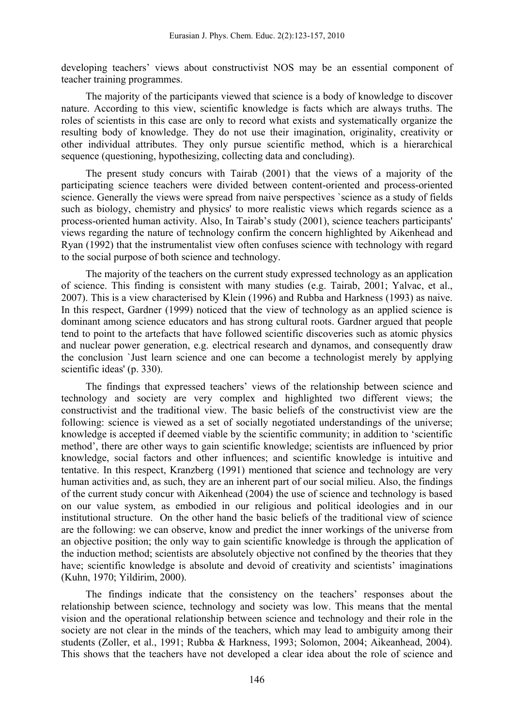developing teachers' views about constructivist NOS may be an essential component of teacher training programmes.

The majority of the participants viewed that science is a body of knowledge to discover nature. According to this view, scientific knowledge is facts which are always truths. The roles of scientists in this case are only to record what exists and systematically organize the resulting body of knowledge. They do not use their imagination, originality, creativity or other individual attributes. They only pursue scientific method, which is a hierarchical sequence (questioning, hypothesizing, collecting data and concluding).

The present study concurs with Tairab (2001) that the views of a majority of the participating science teachers were divided between content-oriented and process-oriented science. Generally the views were spread from naive perspectives `science as a study of fields such as biology, chemistry and physics' to more realistic views which regards science as a process-oriented human activity. Also, In Tairab's study (2001), science teachers participants' views regarding the nature of technology confirm the concern highlighted by Aikenhead and Ryan (1992) that the instrumentalist view often confuses science with technology with regard to the social purpose of both science and technology.

The majority of the teachers on the current study expressed technology as an application of science. This finding is consistent with many studies (e.g. Tairab, 2001; Yalvac, et al., 2007). This is a view characterised by Klein (1996) and Rubba and Harkness (1993) as naive. In this respect, Gardner (1999) noticed that the view of technology as an applied science is dominant among science educators and has strong cultural roots. Gardner argued that people tend to point to the artefacts that have followed scientific discoveries such as atomic physics and nuclear power generation, e.g. electrical research and dynamos, and consequently draw the conclusion `Just learn science and one can become a technologist merely by applying scientific ideas' (p. 330).

The findings that expressed teachers' views of the relationship between science and technology and society are very complex and highlighted two different views; the constructivist and the traditional view. The basic beliefs of the constructivist view are the following: science is viewed as a set of socially negotiated understandings of the universe; knowledge is accepted if deemed viable by the scientific community; in addition to 'scientific method', there are other ways to gain scientific knowledge; scientists are influenced by prior knowledge, social factors and other influences; and scientific knowledge is intuitive and tentative. In this respect, Kranzberg (1991) mentioned that science and technology are very human activities and, as such, they are an inherent part of our social milieu. Also, the findings of the current study concur with Aikenhead (2004) the use of science and technology is based on our value system, as embodied in our religious and political ideologies and in our institutional structure. On the other hand the basic beliefs of the traditional view of science are the following: we can observe, know and predict the inner workings of the universe from an objective position; the only way to gain scientific knowledge is through the application of the induction method; scientists are absolutely objective not confined by the theories that they have; scientific knowledge is absolute and devoid of creativity and scientists' imaginations (Kuhn, 1970; Yildirim, 2000).

The findings indicate that the consistency on the teachers' responses about the relationship between science, technology and society was low. This means that the mental vision and the operational relationship between science and technology and their role in the society are not clear in the minds of the teachers, which may lead to ambiguity among their students (Zoller, et al., 1991; Rubba & Harkness, 1993; Solomon, 2004; Aikeanhead, 2004). This shows that the teachers have not developed a clear idea about the role of science and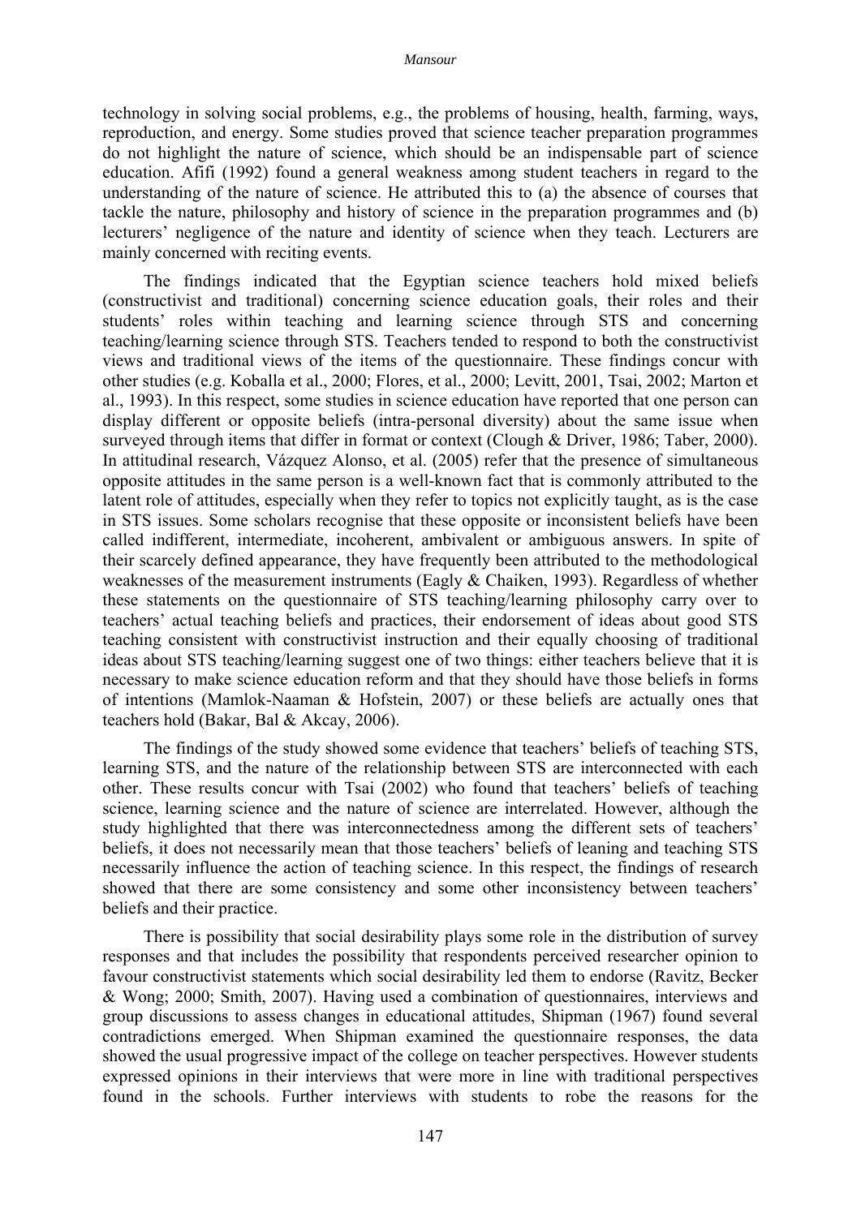technology in solving social problems, e.g., the problems of housing, health, farming, ways, reproduction, and energy. Some studies proved that science teacher preparation programmes do not highlight the nature of science, which should be an indispensable part of science education. Afifi (1992) found a general weakness among student teachers in regard to the understanding of the nature of science. He attributed this to (a) the absence of courses that tackle the nature, philosophy and history of science in the preparation programmes and (b) lecturers' negligence of the nature and identity of science when they teach. Lecturers are mainly concerned with reciting events.

The findings indicated that the Egyptian science teachers hold mixed beliefs (constructivist and traditional) concerning science education goals, their roles and their students' roles within teaching and learning science through STS and concerning teaching/learning science through STS. Teachers tended to respond to both the constructivist views and traditional views of the items of the questionnaire. These findings concur with other studies (e.g. Koballa et al., 2000; Flores, et al., 2000; Levitt, 2001, Tsai, 2002; Marton et al., 1993). In this respect, some studies in science education have reported that one person can display different or opposite beliefs (intra-personal diversity) about the same issue when surveyed through items that differ in format or context (Clough & Driver, 1986; Taber, 2000). In attitudinal research, Vázquez Alonso, et al. (2005) refer that the presence of simultaneous opposite attitudes in the same person is a well-known fact that is commonly attributed to the latent role of attitudes, especially when they refer to topics not explicitly taught, as is the case in STS issues. Some scholars recognise that these opposite or inconsistent beliefs have been called indifferent, intermediate, incoherent, ambivalent or ambiguous answers. In spite of their scarcely defined appearance, they have frequently been attributed to the methodological weaknesses of the measurement instruments (Eagly & Chaiken, 1993). Regardless of whether these statements on the questionnaire of STS teaching/learning philosophy carry over to teachers' actual teaching beliefs and practices, their endorsement of ideas about good STS teaching consistent with constructivist instruction and their equally choosing of traditional ideas about STS teaching/learning suggest one of two things: either teachers believe that it is necessary to make science education reform and that they should have those beliefs in forms of intentions (Mamlok-Naaman & Hofstein, 2007) or these beliefs are actually ones that teachers hold (Bakar, Bal & Akcay, 2006).

The findings of the study showed some evidence that teachers' beliefs of teaching STS, learning STS, and the nature of the relationship between STS are interconnected with each other. These results concur with Tsai (2002) who found that teachers' beliefs of teaching science, learning science and the nature of science are interrelated. However, although the study highlighted that there was interconnectedness among the different sets of teachers' beliefs, it does not necessarily mean that those teachers' beliefs of leaning and teaching STS necessarily influence the action of teaching science. In this respect, the findings of research showed that there are some consistency and some other inconsistency between teachers' beliefs and their practice.

There is possibility that social desirability plays some role in the distribution of survey responses and that includes the possibility that respondents perceived researcher opinion to favour constructivist statements which social desirability led them to endorse (Ravitz, Becker & Wong; 2000; Smith, 2007). Having used a combination of questionnaires, interviews and group discussions to assess changes in educational attitudes, Shipman (1967) found several contradictions emerged. When Shipman examined the questionnaire responses, the data showed the usual progressive impact of the college on teacher perspectives. However students expressed opinions in their interviews that were more in line with traditional perspectives found in the schools. Further interviews with students to robe the reasons for the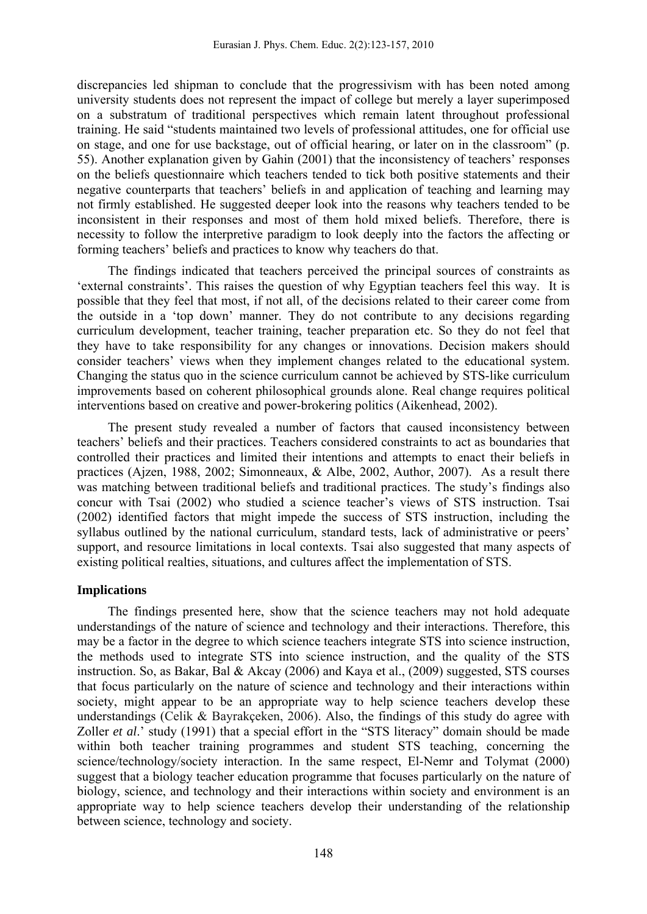discrepancies led shipman to conclude that the progressivism with has been noted among university students does not represent the impact of college but merely a layer superimposed on a substratum of traditional perspectives which remain latent throughout professional training. He said "students maintained two levels of professional attitudes, one for official use on stage, and one for use backstage, out of official hearing, or later on in the classroom" (p. 55). Another explanation given by Gahin (2001) that the inconsistency of teachers' responses on the beliefs questionnaire which teachers tended to tick both positive statements and their negative counterparts that teachers' beliefs in and application of teaching and learning may not firmly established. He suggested deeper look into the reasons why teachers tended to be inconsistent in their responses and most of them hold mixed beliefs. Therefore, there is necessity to follow the interpretive paradigm to look deeply into the factors the affecting or forming teachers' beliefs and practices to know why teachers do that.

The findings indicated that teachers perceived the principal sources of constraints as 'external constraints'. This raises the question of why Egyptian teachers feel this way. It is possible that they feel that most, if not all, of the decisions related to their career come from the outside in a 'top down' manner. They do not contribute to any decisions regarding curriculum development, teacher training, teacher preparation etc. So they do not feel that they have to take responsibility for any changes or innovations. Decision makers should consider teachers' views when they implement changes related to the educational system. Changing the status quo in the science curriculum cannot be achieved by STS-like curriculum improvements based on coherent philosophical grounds alone. Real change requires political interventions based on creative and power-brokering politics (Aikenhead, 2002).

The present study revealed a number of factors that caused inconsistency between teachers' beliefs and their practices. Teachers considered constraints to act as boundaries that controlled their practices and limited their intentions and attempts to enact their beliefs in practices (Ajzen, 1988, 2002; Simonneaux, & Albe, 2002, Author, 2007). As a result there was matching between traditional beliefs and traditional practices. The study's findings also concur with Tsai (2002) who studied a science teacher's views of STS instruction. Tsai (2002) identified factors that might impede the success of STS instruction, including the syllabus outlined by the national curriculum, standard tests, lack of administrative or peers' support, and resource limitations in local contexts. Tsai also suggested that many aspects of existing political realties, situations, and cultures affect the implementation of STS.

## Implications

The findings presented here, show that the science teachers may not hold adequate understandings of the nature of science and technology and their interactions. Therefore, this may be a factor in the degree to which science teachers integrate STS into science instruction, the methods used to integrate STS into science instruction, and the quality of the STS instruction. So, as Bakar, Bal & Akcay (2006) and Kaya et al., (2009) suggested, STS courses that focus particularly on the nature of science and technology and their interactions within society, might appear to be an appropriate way to help science teachers develop these understandings (Celik & Bayrakçeken, 2006). Also, the findings of this study do agree with Zoller *et al*.' study (1991) that a special effort in the "STS literacy" domain should be made within both teacher training programmes and student STS teaching, concerning the science/technology/society interaction. In the same respect, El-Nemr and Tolymat (2000) suggest that a biology teacher education programme that focuses particularly on the nature of biology, science, and technology and their interactions within society and environment is an appropriate way to help science teachers develop their understanding of the relationship between science, technology and society.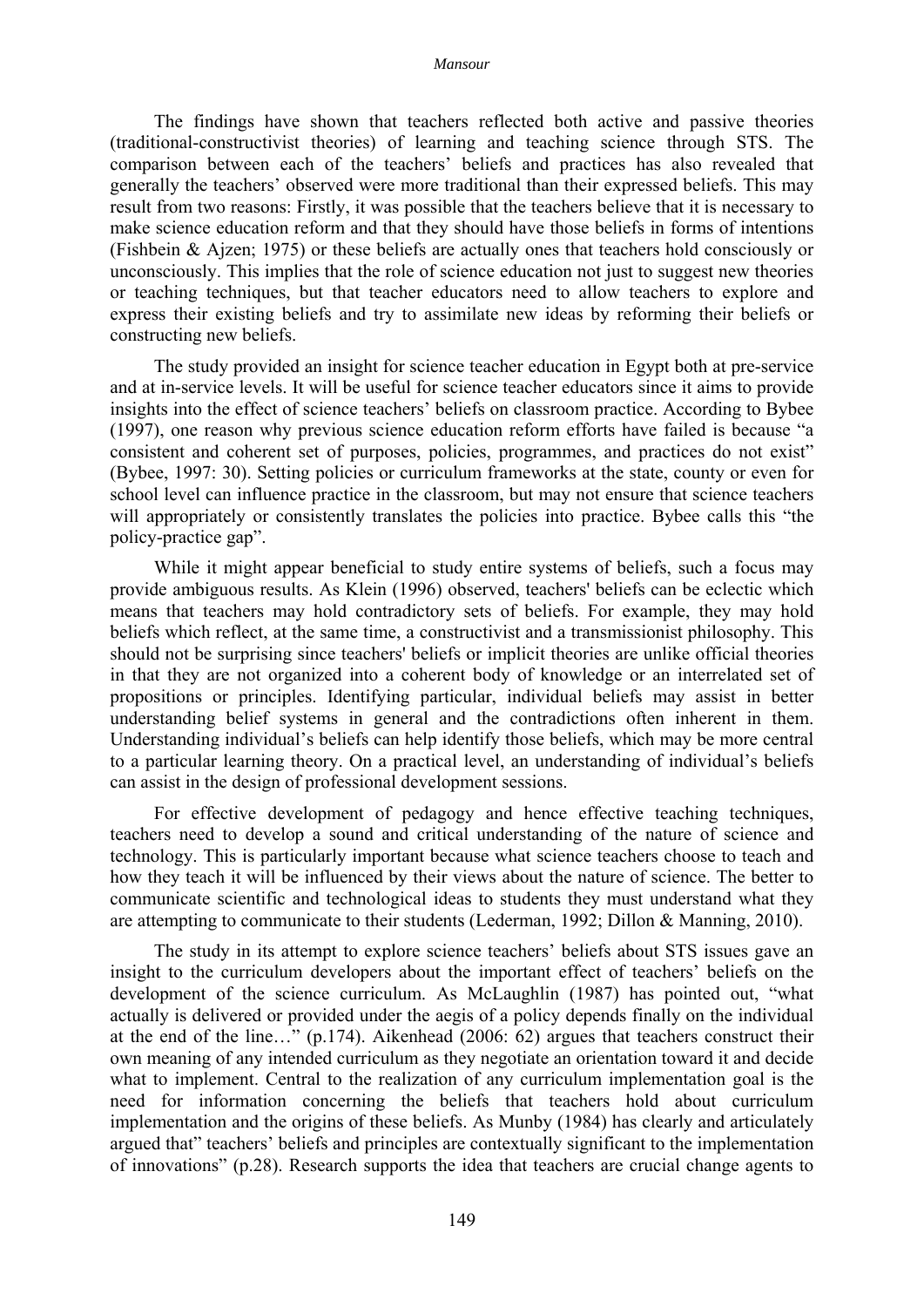The findings have shown that teachers reflected both active and passive theories (traditional-constructivist theories) of learning and teaching science through STS. The comparison between each of the teachers' beliefs and practices has also revealed that generally the teachers' observed were more traditional than their expressed beliefs. This may result from two reasons: Firstly, it was possible that the teachers believe that it is necessary to make science education reform and that they should have those beliefs in forms of intentions (Fishbein & Ajzen; 1975) or these beliefs are actually ones that teachers hold consciously or unconsciously. This implies that the role of science education not just to suggest new theories or teaching techniques, but that teacher educators need to allow teachers to explore and express their existing beliefs and try to assimilate new ideas by reforming their beliefs or constructing new beliefs.

The study provided an insight for science teacher education in Egypt both at pre-service and at in-service levels. It will be useful for science teacher educators since it aims to provide insights into the effect of science teachers' beliefs on classroom practice. According to Bybee (1997), one reason why previous science education reform efforts have failed is because "a consistent and coherent set of purposes, policies, programmes, and practices do not exist" (Bybee, 1997: 30). Setting policies or curriculum frameworks at the state, county or even for school level can influence practice in the classroom, but may not ensure that science teachers will appropriately or consistently translates the policies into practice. Bybee calls this "the policy-practice gap".

While it might appear beneficial to study entire systems of beliefs, such a focus may provide ambiguous results. As Klein (1996) observed, teachers' beliefs can be eclectic which means that teachers may hold contradictory sets of beliefs. For example, they may hold beliefs which reflect, at the same time, a constructivist and a transmissionist philosophy. This should not be surprising since teachers' beliefs or implicit theories are unlike official theories in that they are not organized into a coherent body of knowledge or an interrelated set of propositions or principles. Identifying particular, individual beliefs may assist in better understanding belief systems in general and the contradictions often inherent in them. Understanding individual's beliefs can help identify those beliefs, which may be more central to a particular learning theory. On a practical level, an understanding of individual's beliefs can assist in the design of professional development sessions.

For effective development of pedagogy and hence effective teaching techniques, teachers need to develop a sound and critical understanding of the nature of science and technology. This is particularly important because what science teachers choose to teach and how they teach it will be influenced by their views about the nature of science. The better to communicate scientific and technological ideas to students they must understand what they are attempting to communicate to their students (Lederman, 1992; Dillon & Manning, 2010).

The study in its attempt to explore science teachers' beliefs about STS issues gave an insight to the curriculum developers about the important effect of teachers' beliefs on the development of the science curriculum. As McLaughlin (1987) has pointed out, "what actually is delivered or provided under the aegis of a policy depends finally on the individual at the end of the line…" (p.174). Aikenhead (2006: 62) argues that teachers construct their own meaning of any intended curriculum as they negotiate an orientation toward it and decide what to implement. Central to the realization of any curriculum implementation goal is the need for information concerning the beliefs that teachers hold about curriculum implementation and the origins of these beliefs. As Munby (1984) has clearly and articulately argued that" teachers' beliefs and principles are contextually significant to the implementation of innovations" (p.28). Research supports the idea that teachers are crucial change agents to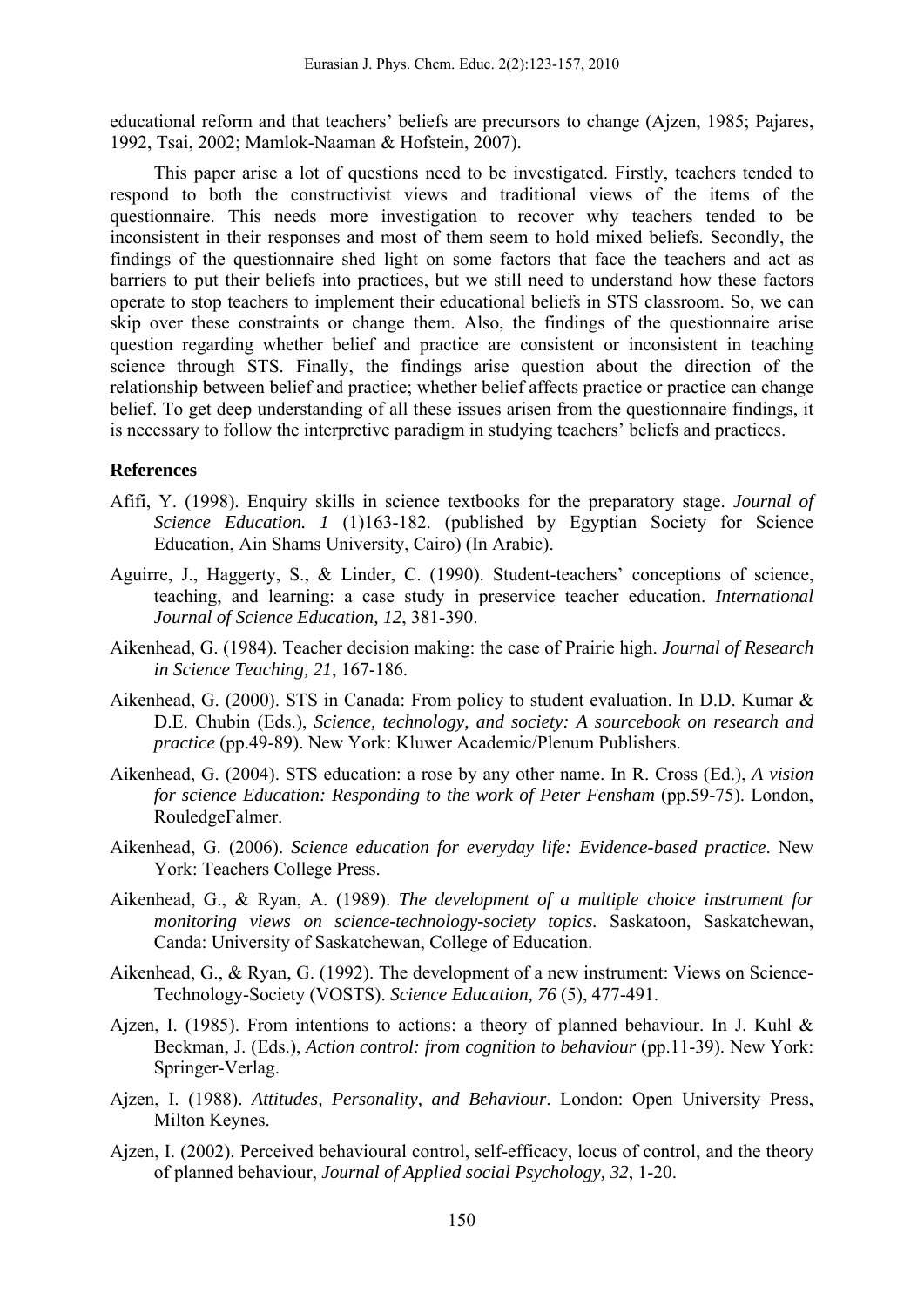educational reform and that teachers' beliefs are precursors to change (Ajzen, 1985; Pajares, 1992, Tsai, 2002; Mamlok-Naaman & Hofstein, 2007).

This paper arise a lot of questions need to be investigated. Firstly, teachers tended to respond to both the constructivist views and traditional views of the items of the questionnaire. This needs more investigation to recover why teachers tended to be inconsistent in their responses and most of them seem to hold mixed beliefs. Secondly, the findings of the questionnaire shed light on some factors that face the teachers and act as barriers to put their beliefs into practices, but we still need to understand how these factors operate to stop teachers to implement their educational beliefs in STS classroom. So, we can skip over these constraints or change them. Also, the findings of the questionnaire arise question regarding whether belief and practice are consistent or inconsistent in teaching science through STS. Finally, the findings arise question about the direction of the relationship between belief and practice; whether belief affects practice or practice can change belief. To get deep understanding of all these issues arisen from the questionnaire findings, it is necessary to follow the interpretive paradigm in studying teachers' beliefs and practices.

**References**

Afifi, Y. (1998). Enquiry skills in science textbooks for the preparatory stage. *Journal of Science Education. 1* (1)163-182. (published by Egyptian Society for Science Education, Ain Shams University, Cairo) (In Arabic).

Aguirre, J., Haggerty, S., & Linder, C. (1990). Student-teachers' conceptions of science, teaching, and learning: a case study in preservice teacher education. *International Journal of Science Education, 12*, 381-390.

Aikenhead, G. (1984). Teacher decision making: the case of Prairie high. *Journal of Research in Science Teaching, 21*, 167-186.

Aikenhead, G. (2000). STS in Canada: From policy to student evaluation. In D.D. Kumar & D.E. Chubin (Eds.), *Science, technology, and society: A sourcebook on research and practice* (pp.49-89). New York: Kluwer Academic/Plenum Publishers.

Aikenhead, G. (2004). STS education: a rose by any other name. In R. Cross (Ed.), *A vision for science Education: Responding to the work of Peter Fensham* (pp.59-75). London, RouledgeFalmer.

Aikenhead, G. (2006). *Science education for everyday life: Evidence-based practice*. New York: Teachers College Press.

Aikenhead, G., & Ryan, A. (1989). *The development of a multiple choice instrument for monitoring views on science-technology-society topics*. Saskatoon, Saskatchewan, Canda: University of Saskatchewan, College of Education.

Aikenhead, G., & Ryan, G. (1992). The development of a new instrument: Views on Science-Technology-Society (VOSTS). *Science Education, 76* (5), 477-491.

Ajzen, I. (1985). From intentions to actions: a theory of planned behaviour. In J. Kuhl & Beckman, J. (Eds.), *Action control: from cognition to behaviour* (pp.11-39). New York: Springer-Verlag.

Ajzen, I. (1988). *Attitudes, Personality, and Behaviour*. London: Open University Press, Milton Keynes.

Ajzen, I. (2002). Perceived behavioural control, self-efficacy, locus of control, and the theory of planned behaviour, *Journal of Applied social Psychology, 32*, 1-20.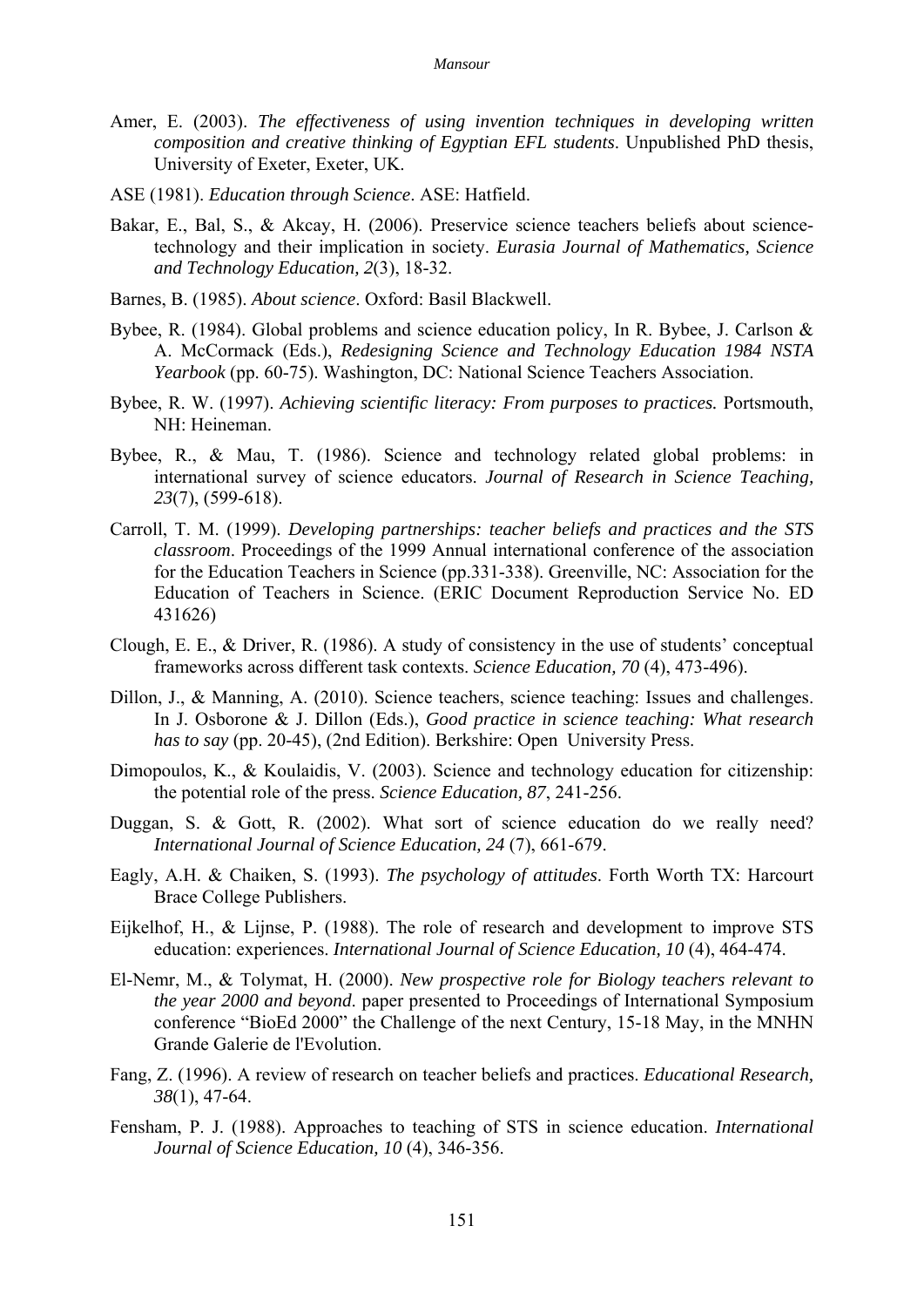Amer, E. (2003). *The effectiveness of using invention techniques in developing written composition and creative thinking of Egyptian EFL students*. Unpublished PhD thesis, University of Exeter, Exeter, UK.

ASE (1981). *Education through Science*. ASE: Hatfield.

Bakar, E., Bal, S., & Akcay, H. (2006). Preservice science teachers beliefs about science-technology and their implication in society. *Eurasia Journal of Mathematics, Science and Technology Education, 2*(3), 18-32.

Barnes, B. (1985). *About science*. Oxford: Basil Blackwell.

Bybee, R. (1984). Global problems and science education policy, In R. Bybee, J. Carlson & A. McCormack (Eds.), *Redesigning Science and Technology Education 1984 NSTA Yearbook* (pp. 60-75). Washington, DC: National Science Teachers Association.

Bybee, R. W. (1997). *Achieving scientific literacy: From purposes to practices.* Portsmouth, NH: Heineman.

Bybee, R., & Mau, T. (1986). Science and technology related global problems: in international survey of science educators. *Journal of Research in Science Teaching, 23*(7), (599-618).

Carroll, T. M. (1999). *Developing partnerships: teacher beliefs and practices and the STS classroom*. Proceedings of the 1999 Annual international conference of the association for the Education Teachers in Science (pp.331-338). Greenville, NC: Association for the Education of Teachers in Science. (ERIC Document Reproduction Service No. ED 431626)

Clough, E. E., & Driver, R. (1986). A study of consistency in the use of students' conceptual frameworks across different task contexts. *Science Education, 70* (4), 473-496).

Dillon, J., & Manning, A. (2010). Science teachers, science teaching: Issues and challenges. In J. Osborone & J. Dillon (Eds.), *Good practice in science teaching: What research has to say* (pp. 20-45), (2nd Edition). Berkshire: Open University Press.

Dimopoulos, K., & Koulaidis, V. (2003). Science and technology education for citizenship: the potential role of the press. *Science Education, 87*, 241-256.

Duggan, S. & Gott, R. (2002). What sort of science education do we really need? *International Journal of Science Education, 24* (7), 661-679.

Eagly, A.H. & Chaiken, S. (1993). *The psychology of attitudes*. Forth Worth TX: Harcourt Brace College Publishers.

Eijkelhof, H., & Lijnse, P. (1988). The role of research and development to improve STS education: experiences. *International Journal of Science Education, 10* (4), 464-474.

El-Nemr, M., & Tolymat, H. (2000). *New prospective role for Biology teachers relevant to the year 2000 and beyond.* paper presented to Proceedings of International Symposium conference "BioEd 2000" the Challenge of the next Century, 15-18 May, in the MNHN Grande Galerie de l'Evolution.

Fang, Z. (1996). A review of research on teacher beliefs and practices. *Educational Research, 38*(1), 47-64.

Fensham, P. J. (1988). Approaches to teaching of STS in science education. *International Journal of Science Education, 10* (4), 346-356.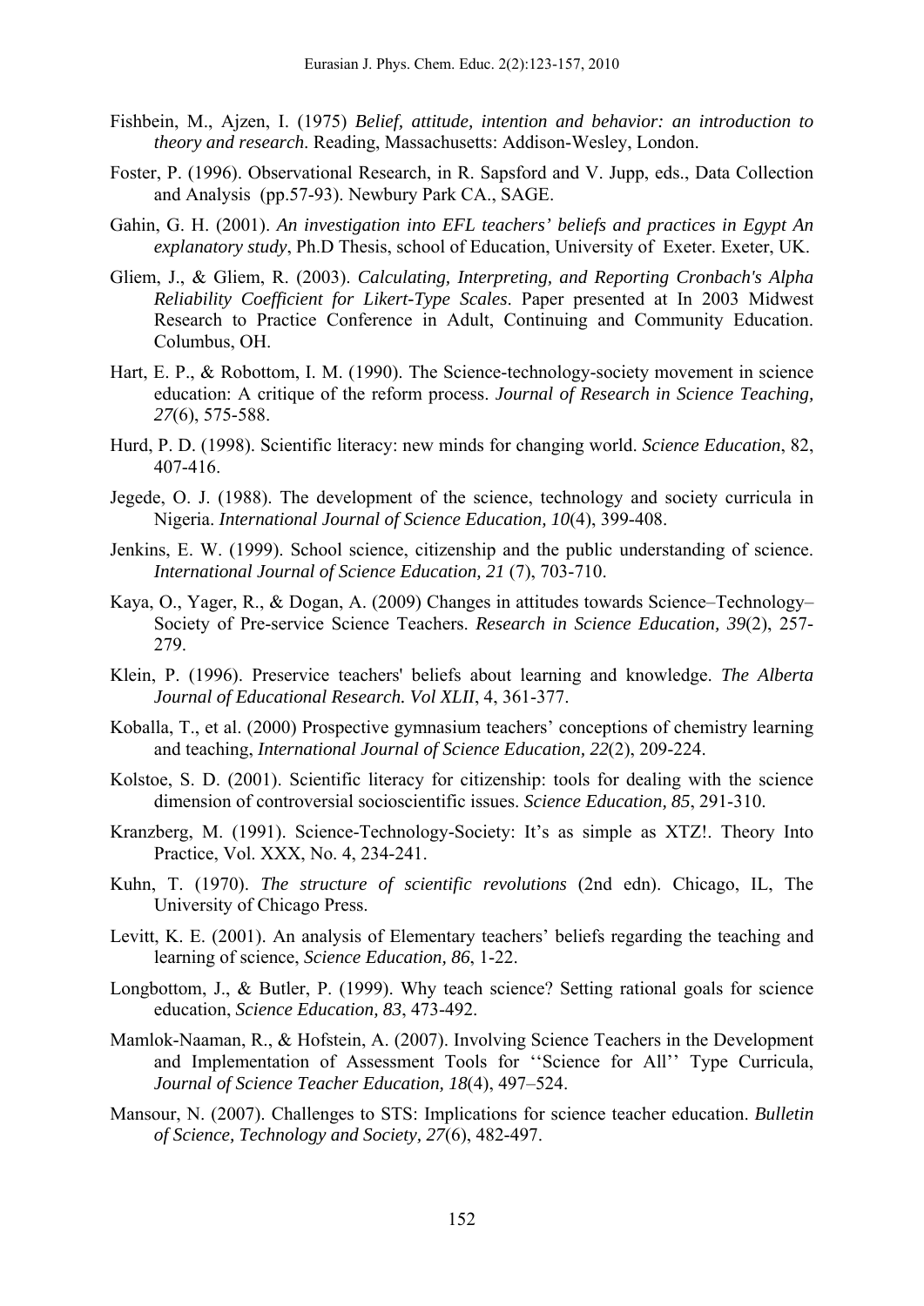Fishbein, M., Ajzen, I. (1975) *Belief, attitude, intention and behavior: an introduction to theory and research*. Reading, Massachusetts: Addison-Wesley, London.

Foster, P. (1996). Observational Research, in R. Sapsford and V. Jupp, eds., Data Collection and Analysis (pp.57-93). Newbury Park CA., SAGE.

Gahin, G. H. (2001). *An investigation into EFL teachers' beliefs and practices in Egypt An explanatory study*, Ph.D Thesis, school of Education, University of Exeter. Exeter, UK.

Gliem, J., & Gliem, R. (2003). *Calculating, Interpreting, and Reporting Cronbach's Alpha Reliability Coefficient for Likert-Type Scales*. Paper presented at In 2003 Midwest Research to Practice Conference in Adult, Continuing and Community Education. Columbus, OH.

Hart, E. P., & Robottom, I. M. (1990). The Science-technology-society movement in science education: A critique of the reform process. *Journal of Research in Science Teaching, 27*(6), 575-588.

Hurd, P. D. (1998). Scientific literacy: new minds for changing world. *Science Education*, 82, 407-416.

Jegede, O. J. (1988). The development of the science, technology and society curricula in Nigeria. *International Journal of Science Education, 10*(4), 399-408.

Jenkins, E. W. (1999). School science, citizenship and the public understanding of science. *International Journal of Science Education, 21* (7), 703-710.

Kaya, O., Yager, R., & Dogan, A. (2009) Changes in attitudes towards Science–Technology–Society of Pre-service Science Teachers. *Research in Science Education, 39*(2), 257-279.

Klein, P. (1996). Preservice teachers' beliefs about learning and knowledge. *The Alberta Journal of Educational Research. Vol XLII*, 4, 361-377.

Koballa, T., et al. (2000) Prospective gymnasium teachers' conceptions of chemistry learning and teaching, *International Journal of Science Education, 22*(2), 209-224.

Kolstoe, S. D. (2001). Scientific literacy for citizenship: tools for dealing with the science dimension of controversial socioscientific issues. *Science Education, 85*, 291-310.

Kranzberg, M. (1991). Science-Technology-Society: It's as simple as XTZ!. Theory Into Practice, Vol. XXX, No. 4, 234-241.

Kuhn, T. (1970). *The structure of scientific revolutions* (2nd edn). Chicago, IL, The University of Chicago Press.

Levitt, K. E. (2001). An analysis of Elementary teachers' beliefs regarding the teaching and learning of science, *Science Education, 86*, 1-22.

Longbottom, J., & Butler, P. (1999). Why teach science? Setting rational goals for science education, *Science Education, 83*, 473-492.

Mamlok-Naaman, R., & Hofstein, A. (2007). Involving Science Teachers in the Development and Implementation of Assessment Tools for ''Science for All'' Type Curricula, *Journal of Science Teacher Education, 18*(4), 497–524.

Mansour, N. (2007). Challenges to STS: Implications for science teacher education. *Bulletin of Science, Technology and Society, 27*(6), 482-497.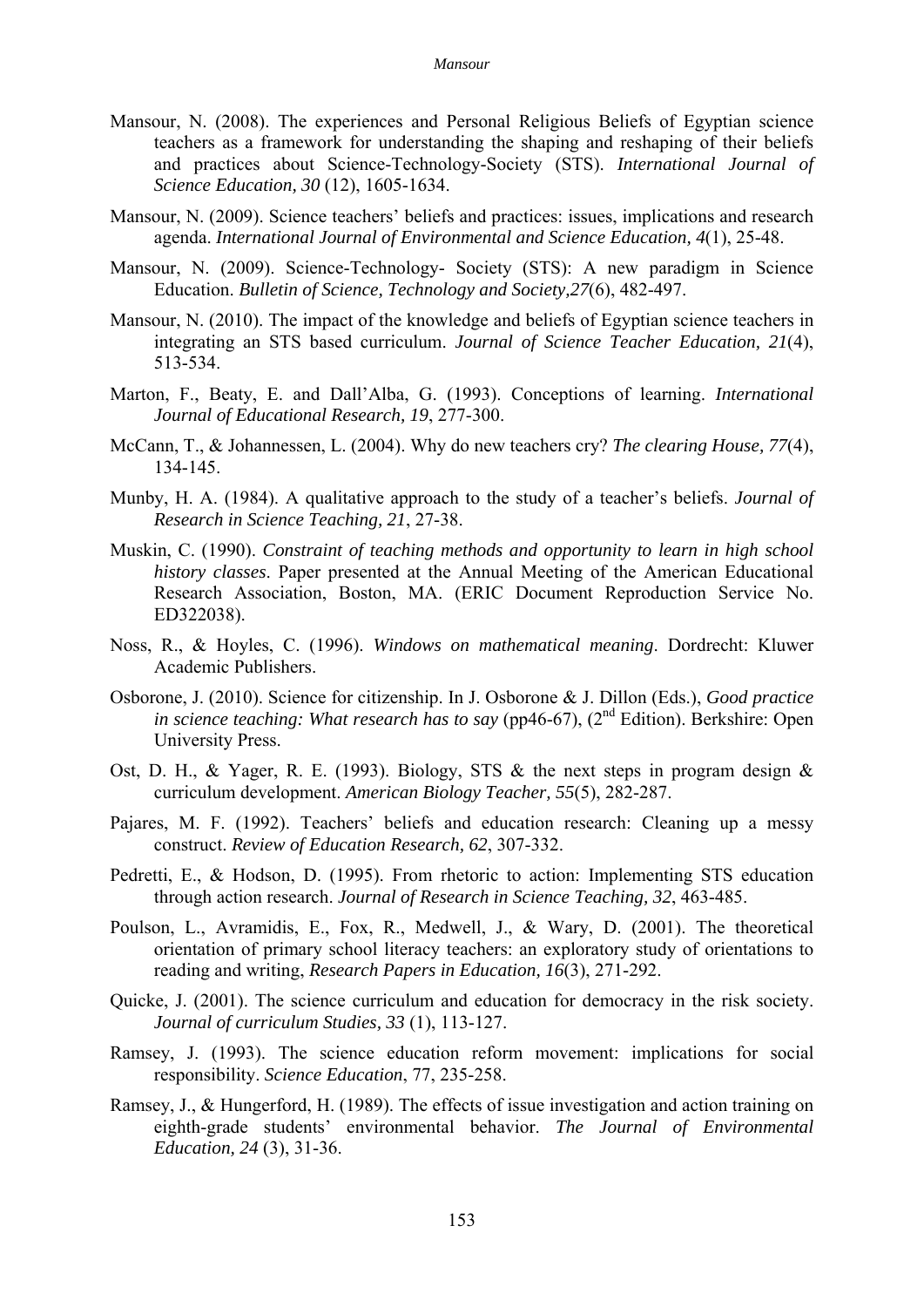Mansour, N. (2008). The experiences and Personal Religious Beliefs of Egyptian science teachers as a framework for understanding the shaping and reshaping of their beliefs and practices about Science-Technology-Society (STS). *International Journal of Science Education, 30* (12), 1605-1634.

Mansour, N. (2009). Science teachers' beliefs and practices: issues, implications and research agenda. *International Journal of Environmental and Science Education, 4*(1), 25-48.

Mansour, N. (2009). Science-Technology- Society (STS): A new paradigm in Science Education. *Bulletin of Science, Technology and Society,27*(6), 482-497.

Mansour, N. (2010). The impact of the knowledge and beliefs of Egyptian science teachers in integrating an STS based curriculum. *Journal of Science Teacher Education, 21*(4), 513-534.

Marton, F., Beaty, E. and Dall'Alba, G. (1993). Conceptions of learning. *International Journal of Educational Research, 19*, 277-300.

McCann, T., & Johannessen, L. (2004). Why do new teachers cry? *The clearing House, 77*(4), 134-145.

Munby, H. A. (1984). A qualitative approach to the study of a teacher's beliefs. *Journal of Research in Science Teaching, 21*, 27-38.

Muskin, C. (1990). *Constraint of teaching methods and opportunity to learn in high school history classes*. Paper presented at the Annual Meeting of the American Educational Research Association, Boston, MA. (ERIC Document Reproduction Service No. ED322038).

Noss, R., & Hoyles, C. (1996). *Windows on mathematical meaning*. Dordrecht: Kluwer Academic Publishers.

Osborone, J. (2010). Science for citizenship. In J. Osborone & J. Dillon (Eds.), *Good practice in science teaching: What research has to say* (pp46-67), (2nd Edition). Berkshire: Open University Press.

Ost, D. H., & Yager, R. E. (1993). Biology, STS & the next steps in program design & curriculum development. *American Biology Teacher, 55*(5), 282-287.

Pajares, M. F. (1992). Teachers' beliefs and education research: Cleaning up a messy construct. *Review of Education Research, 62*, 307-332.

Pedretti, E., & Hodson, D. (1995). From rhetoric to action: Implementing STS education through action research. *Journal of Research in Science Teaching, 32*, 463-485.

Poulson, L., Avramidis, E., Fox, R., Medwell, J., & Wary, D. (2001). The theoretical orientation of primary school literacy teachers: an exploratory study of orientations to reading and writing, *Research Papers in Education, 16*(3), 271-292.

Quicke, J. (2001). The science curriculum and education for democracy in the risk society. *Journal of curriculum Studies, 33* (1), 113-127.

Ramsey, J. (1993). The science education reform movement: implications for social responsibility. *Science Education*, 77, 235-258.

Ramsey, J., & Hungerford, H. (1989). The effects of issue investigation and action training on eighth-grade students' environmental behavior. *The Journal of Environmental Education, 24* (3), 31-36.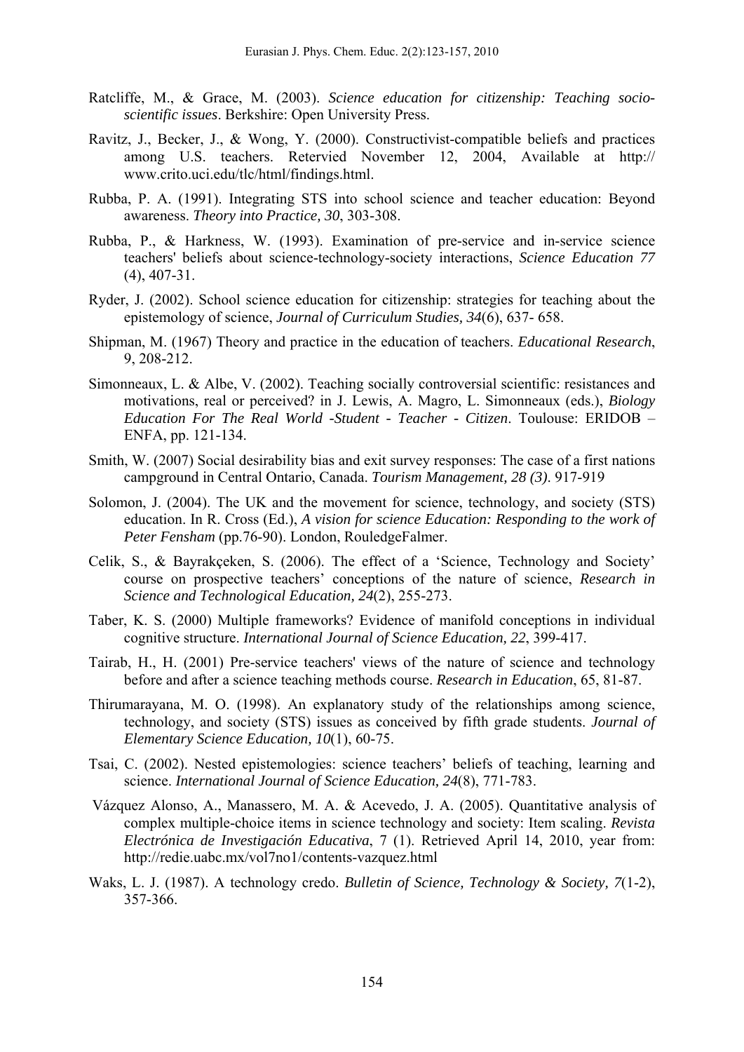Ratcliffe, M., & Grace, M. (2003). *Science education for citizenship: Teaching socio-scientific issues*. Berkshire: Open University Press.

Ravitz, J., Becker, J., & Wong, Y. (2000). Constructivist-compatible beliefs and practices among U.S. teachers. Retervied November 12, 2004, Available at http:// www.crito.uci.edu/tlc/html/findings.html.

Rubba, P. A. (1991). Integrating STS into school science and teacher education: Beyond awareness. *Theory into Practice, 30*, 303-308.

Rubba, P., & Harkness, W. (1993). Examination of pre-service and in-service science teachers' beliefs about science-technology-society interactions, *Science Education 77* (4), 407-31.

Ryder, J. (2002). School science education for citizenship: strategies for teaching about the epistemology of science, *Journal of Curriculum Studies, 34*(6), 637- 658.

Shipman, M. (1967) Theory and practice in the education of teachers. *Educational Research*, 9, 208-212.

Simonneaux, L. & Albe, V. (2002). Teaching socially controversial scientific: resistances and motivations, real or perceived? in J. Lewis, A. Magro, L. Simonneaux (eds.), *Biology Education For The Real World -Student - Teacher - Citizen*. Toulouse: ERIDOB – ENFA, pp. 121-134.

Smith, W. (2007) Social desirability bias and exit survey responses: The case of a first nations campground in Central Ontario, Canada. *Tourism Management, 28 (3)*. 917-919

Solomon, J. (2004). The UK and the movement for science, technology, and society (STS) education. In R. Cross (Ed.), *A vision for science Education: Responding to the work of Peter Fensham* (pp.76-90). London, RouledgeFalmer.

Celik, S., & Bayrakçeken, S. (2006). The effect of a 'Science, Technology and Society' course on prospective teachers' conceptions of the nature of science, *Research in Science and Technological Education, 24*(2), 255-273.

Taber, K. S. (2000) Multiple frameworks? Evidence of manifold conceptions in individual cognitive structure. *International Journal of Science Education, 22*, 399-417.

Tairab, H., H. (2001) Pre-service teachers' views of the nature of science and technology before and after a science teaching methods course. *Research in Education*, 65, 81-87.

Thirumarayana, M. O. (1998). An explanatory study of the relationships among science, technology, and society (STS) issues as conceived by fifth grade students. *Journal of Elementary Science Education, 10*(1), 60-75.

Tsai, C. (2002). Nested epistemologies: science teachers' beliefs of teaching, learning and science. *International Journal of Science Education, 24*(8), 771-783.

Vázquez Alonso, A., Manassero, M. A. & Acevedo, J. A. (2005). Quantitative analysis of complex multiple-choice items in science technology and society: Item scaling. *Revista Electrónica de Investigación Educativa*, 7 (1). Retrieved April 14, 2010, year from: http://redie.uabc.mx/vol7no1/contents-vazquez.html

Waks, L. J. (1987). A technology credo. *Bulletin of Science, Technology & Society, 7*(1-2), 357-366.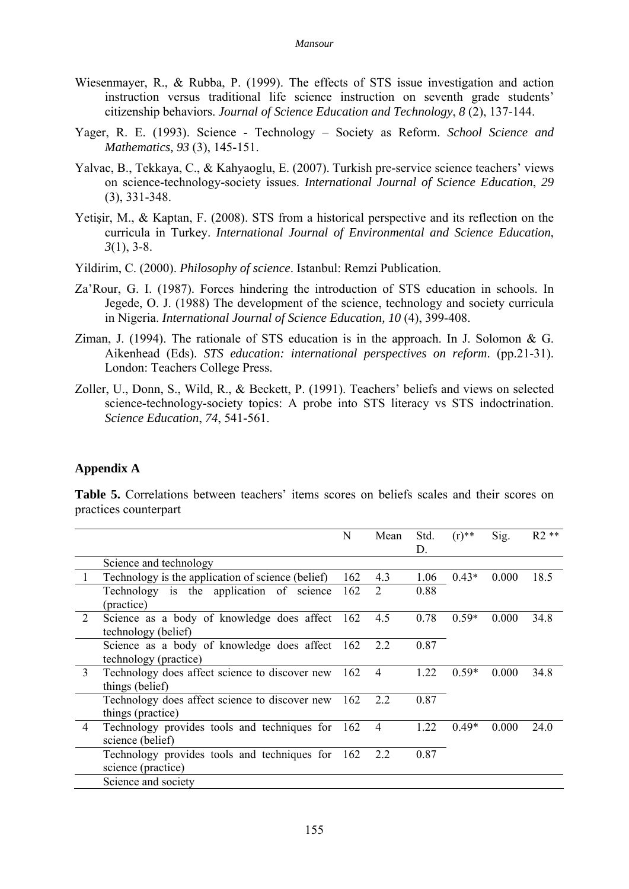Wiesenmayer, R., & Rubba, P. (1999). The effects of STS issue investigation and action instruction versus traditional life science instruction on seventh grade students' citizenship behaviors. *Journal of Science Education and Technology*, *8* (2), 137-144.

Yager, R. E. (1993). Science - Technology – Society as Reform. *School Science and Mathematics, 93* (3), 145-151.

Yalvac, B., Tekkaya, C., & Kahyaoglu, E. (2007). Turkish pre-service science teachers' views on science-technology-society issues. *International Journal of Science Education*, *29* (3), 331-348.

Yetişir, M., & Kaptan, F. (2008). STS from a historical perspective and its reflection on the curricula in Turkey. *International Journal of Environmental and Science Education*, *3*(1), 3-8.

Yildirim, C. (2000). *Philosophy of science*. Istanbul: Remzi Publication.

Za'Rour, G. I. (1987). Forces hindering the introduction of STS education in schools. In Jegede, O. J. (1988) The development of the science, technology and society curricula in Nigeria. *International Journal of Science Education, 10* (4), 399-408.

Ziman, J. (1994). The rationale of STS education is in the approach. In J. Solomon & G. Aikenhead (Eds). *STS education: international perspectives on reform*. (pp.21-31). London: Teachers College Press.

Zoller, U., Donn, S., Wild, R., & Beckett, P. (1991). Teachers' beliefs and views on selected science-technology-society topics: A probe into STS literacy vs STS indoctrination. *Science Education*, *74*, 541-561.

## Appendix A

**Table 5.** Correlations between teachers' items scores on beliefs scales and their scores on practices counterpart

| | | N | Mean | Std. D. | (r)** | Sig. | R2 ** |
|---|---|---|---|---|---|---|---|
| | Science and technology | | | | | | |
| 1 | Technology is the application of science (belief) | 162 | 4.3 | 1.06 | 0.43* | 0.000 | 18.5 |
| | Technology is the application of science (practice) | 162 | 2 | 0.88 | | | |
| 2 | Science as a body of knowledge does affect technology (belief) | 162 | 4.5 | 0.78 | 0.59* | 0.000 | 34.8 |
| | Science as a body of knowledge does affect technology (practice) | 162 | 2.2 | 0.87 | | | |
| 3 | Technology does affect science to discover new things (belief) | 162 | 4 | 1.22 | 0.59* | 0.000 | 34.8 |
| | Technology does affect science to discover new things (practice) | 162 | 2.2 | 0.87 | | | |
| 4 | Technology provides tools and techniques for science (belief) | 162 | 4 | 1.22 | 0.49* | 0.000 | 24.0 |
| | Technology provides tools and techniques for science (practice) | 162 | 2.2 | 0.87 | | | |
| | Science and society | | | | | | |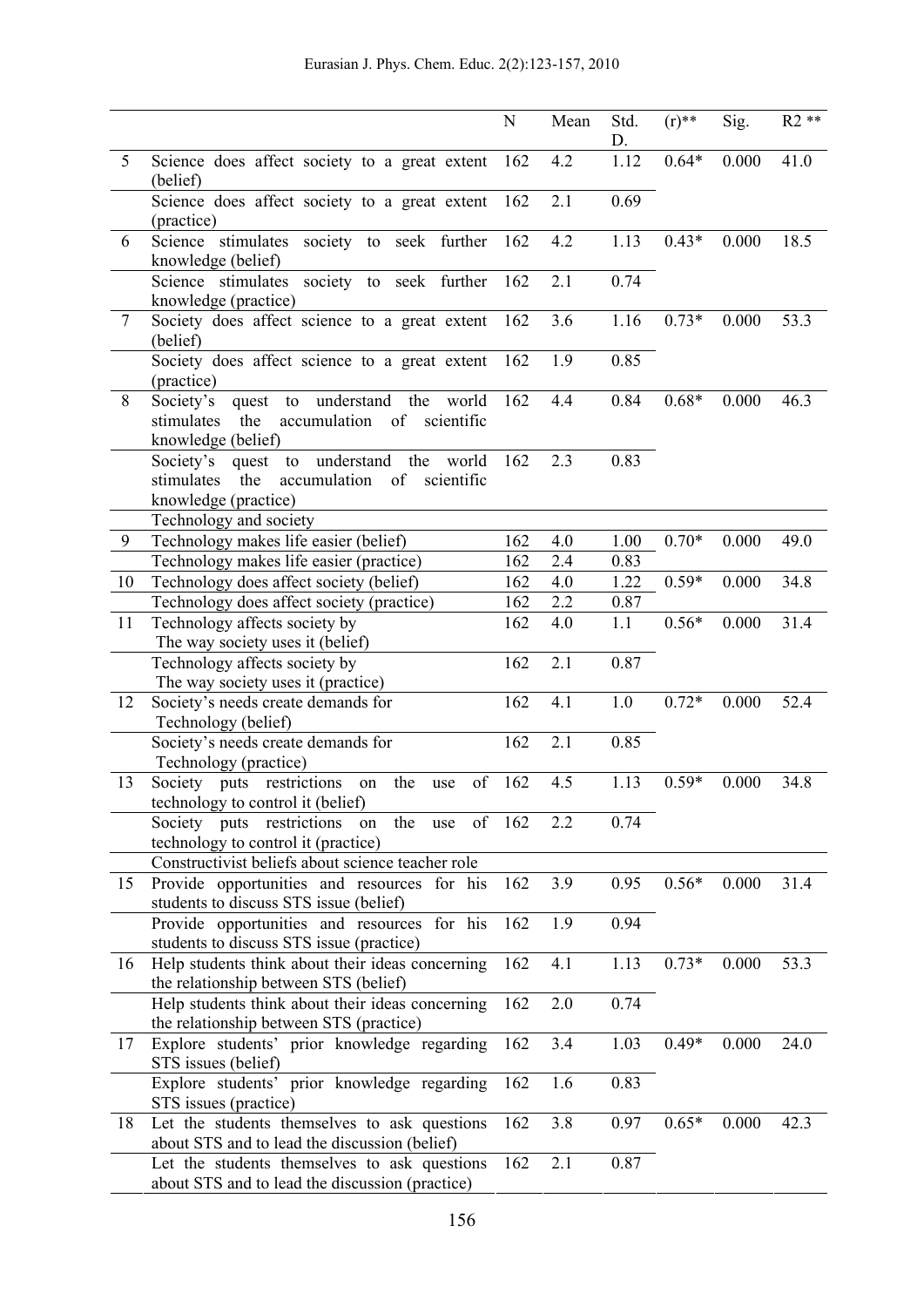| | | N | Mean | Std. D. | (r)** | Sig. | R2 ** |
|---|---|---|---|---|---|---|---|
| 5 | Science does affect society to a great extent (belief) | 162 | 4.2 | 1.12 | 0.64* | 0.000 | 41.0 |
| | Science does affect society to a great extent (practice) | 162 | 2.1 | 0.69 | | | |
| 6 | Science stimulates society to seek further knowledge (belief) | 162 | 4.2 | 1.13 | 0.43* | 0.000 | 18.5 |
| | Science stimulates society to seek further knowledge (practice) | 162 | 2.1 | 0.74 | | | |
| 7 | Society does affect science to a great extent (belief) | 162 | 3.6 | 1.16 | 0.73* | 0.000 | 53.3 |
| | Society does affect science to a great extent (practice) | 162 | 1.9 | 0.85 | | | |
| 8 | Society's quest to understand the world stimulates the accumulation of scientific knowledge (belief) | 162 | 4.4 | 0.84 | 0.68* | 0.000 | 46.3 |
| | Society's quest to understand the world stimulates the accumulation of scientific knowledge (practice) | 162 | 2.3 | 0.83 | | | |
| | Technology and society | | | | | | |
| 9 | Technology makes life easier (belief) | 162 | 4.0 | 1.00 | 0.70* | 0.000 | 49.0 |
| | Technology makes life easier (practice) | 162 | 2.4 | 0.83 | | | |
| 10 | Technology does affect society (belief) | 162 | 4.0 | 1.22 | 0.59* | 0.000 | 34.8 |
| | Technology does affect society (practice) | 162 | 2.2 | 0.87 | | | |
| 11 | Technology affects society by The way society uses it (belief) | 162 | 4.0 | 1.1 | 0.56* | 0.000 | 31.4 |
| | Technology affects society by The way society uses it (practice) | 162 | 2.1 | 0.87 | | | |
| 12 | Society's needs create demands for Technology (belief) | 162 | 4.1 | 1.0 | 0.72* | 0.000 | 52.4 |
| | Society's needs create demands for Technology (practice) | 162 | 2.1 | 0.85 | | | |
| 13 | Society puts restrictions on the use of technology to control it (belief) | 162 | 4.5 | 1.13 | 0.59* | 0.000 | 34.8 |
| | Society puts restrictions on the use of technology to control it (practice) | 162 | 2.2 | 0.74 | | | |
| | Constructivist beliefs about science teacher role | | | | | | |
| 15 | Provide opportunities and resources for his students to discuss STS issue (belief) | 162 | 3.9 | 0.95 | 0.56* | 0.000 | 31.4 |
| | Provide opportunities and resources for his students to discuss STS issue (practice) | 162 | 1.9 | 0.94 | | | |
| 16 | Help students think about their ideas concerning the relationship between STS (belief) | 162 | 4.1 | 1.13 | 0.73* | 0.000 | 53.3 |
| | Help students think about their ideas concerning the relationship between STS (practice) | 162 | 2.0 | 0.74 | | | |
| 17 | Explore students' prior knowledge regarding STS issues (belief) | 162 | 3.4 | 1.03 | 0.49* | 0.000 | 24.0 |
| | Explore students' prior knowledge regarding STS issues (practice) | 162 | 1.6 | 0.83 | | | |
| 18 | Let the students themselves to ask questions about STS and to lead the discussion (belief) | 162 | 3.8 | 0.97 | 0.65* | 0.000 | 42.3 |
| | Let the students themselves to ask questions about STS and to lead the discussion (practice) | 162 | 2.1 | 0.87 | | | |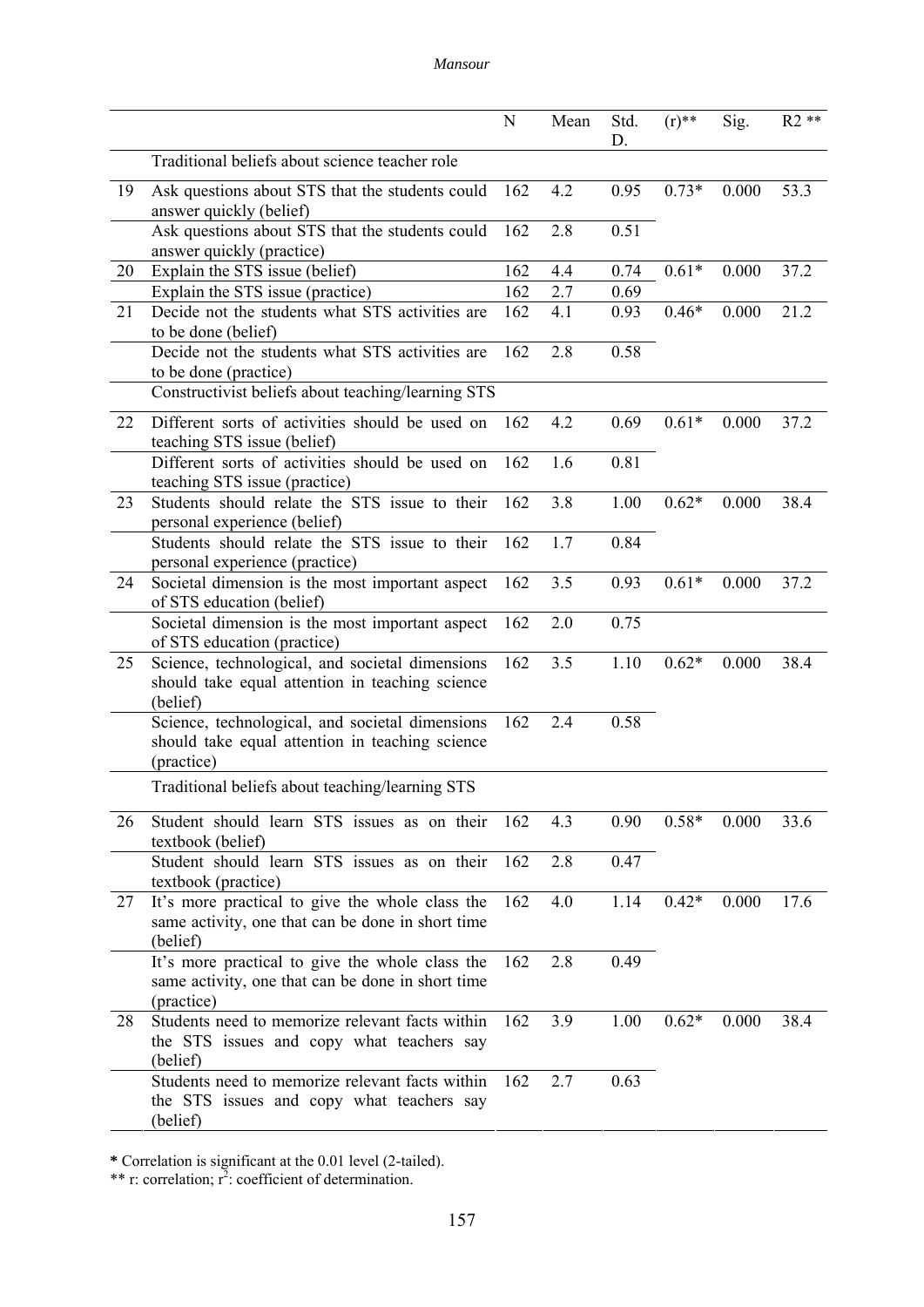| | | N | Mean | Std. D. | (r)** | Sig. | R2 ** |
|---|---|---|---|---|---|---|---|
| | Traditional beliefs about science teacher role | | | | | | |
| 19 | Ask questions about STS that the students could answer quickly (belief) | 162 | 4.2 | 0.95 | 0.73* | 0.000 | 53.3 |
| | Ask questions about STS that the students could answer quickly (practice) | 162 | 2.8 | 0.51 | | | |
| 20 | Explain the STS issue (belief) | 162 | 4.4 | 0.74 | 0.61* | 0.000 | 37.2 |
| | Explain the STS issue (practice) | 162 | 2.7 | 0.69 | | | |
| 21 | Decide not the students what STS activities are to be done (belief) | 162 | 4.1 | 0.93 | 0.46* | 0.000 | 21.2 |
| | Decide not the students what STS activities are to be done (practice) | 162 | 2.8 | 0.58 | | | |
| | Constructivist beliefs about teaching/learning STS | | | | | | |
| 22 | Different sorts of activities should be used on teaching STS issue (belief) | 162 | 4.2 | 0.69 | 0.61* | 0.000 | 37.2 |
| | Different sorts of activities should be used on teaching STS issue (practice) | 162 | 1.6 | 0.81 | | | |
| 23 | Students should relate the STS issue to their personal experience (belief) | 162 | 3.8 | 1.00 | 0.62* | 0.000 | 38.4 |
| | Students should relate the STS issue to their personal experience (practice) | 162 | 1.7 | 0.84 | | | |
| 24 | Societal dimension is the most important aspect of STS education (belief) | 162 | 3.5 | 0.93 | 0.61* | 0.000 | 37.2 |
| | Societal dimension is the most important aspect of STS education (practice) | 162 | 2.0 | 0.75 | | | |
| 25 | Science, technological, and societal dimensions should take equal attention in teaching science (belief) | 162 | 3.5 | 1.10 | 0.62* | 0.000 | 38.4 |
| | Science, technological, and societal dimensions should take equal attention in teaching science (practice) | 162 | 2.4 | 0.58 | | | |
| | Traditional beliefs about teaching/learning STS | | | | | | |
| 26 | Student should learn STS issues as on their textbook (belief) | 162 | 4.3 | 0.90 | 0.58* | 0.000 | 33.6 |
| | Student should learn STS issues as on their textbook (practice) | 162 | 2.8 | 0.47 | | | |
| 27 | It's more practical to give the whole class the same activity, one that can be done in short time (belief) | 162 | 4.0 | 1.14 | 0.42* | 0.000 | 17.6 |
| | It's more practical to give the whole class the same activity, one that can be done in short time (practice) | 162 | 2.8 | 0.49 | | | |
| 28 | Students need to memorize relevant facts within the STS issues and copy what teachers say (belief) | 162 | 3.9 | 1.00 | 0.62* | 0.000 | 38.4 |
| | Students need to memorize relevant facts within the STS issues and copy what teachers say (belief) | 162 | 2.7 | 0.63 | | | |

**\*** Correlation is significant at the 0.01 level (2-tailed).

** r: correlation; $r^2$: coefficient of determination.